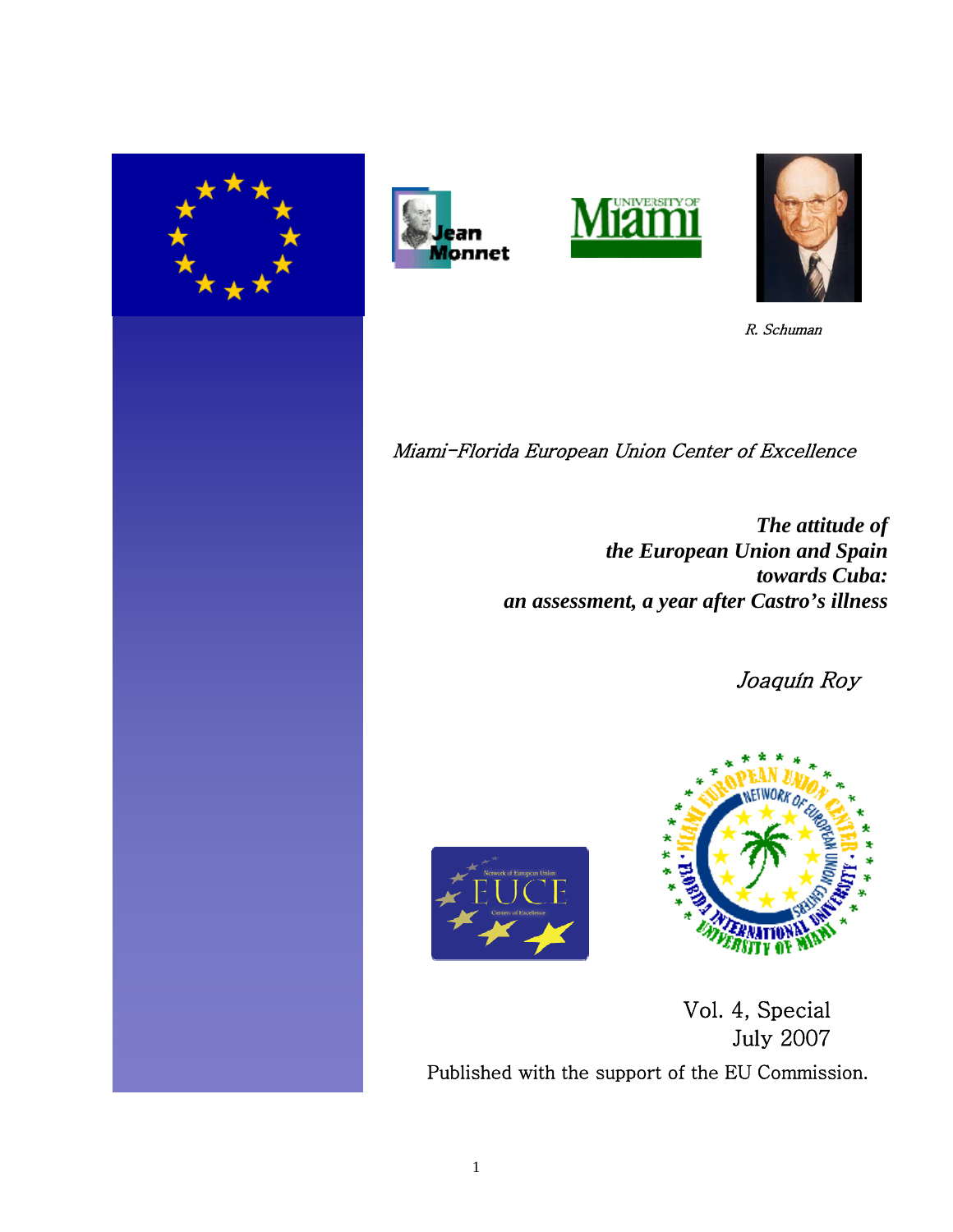R. Schuman

*Miami-Florida European Union Center of Excellence*

# *The attitude of the European Union and Spain towards Cuba: an assessment, a year after Castro's illness*

*Joaquín Roy*

Vol. 4, Special
July 2007

Published with the support of the EU Commission.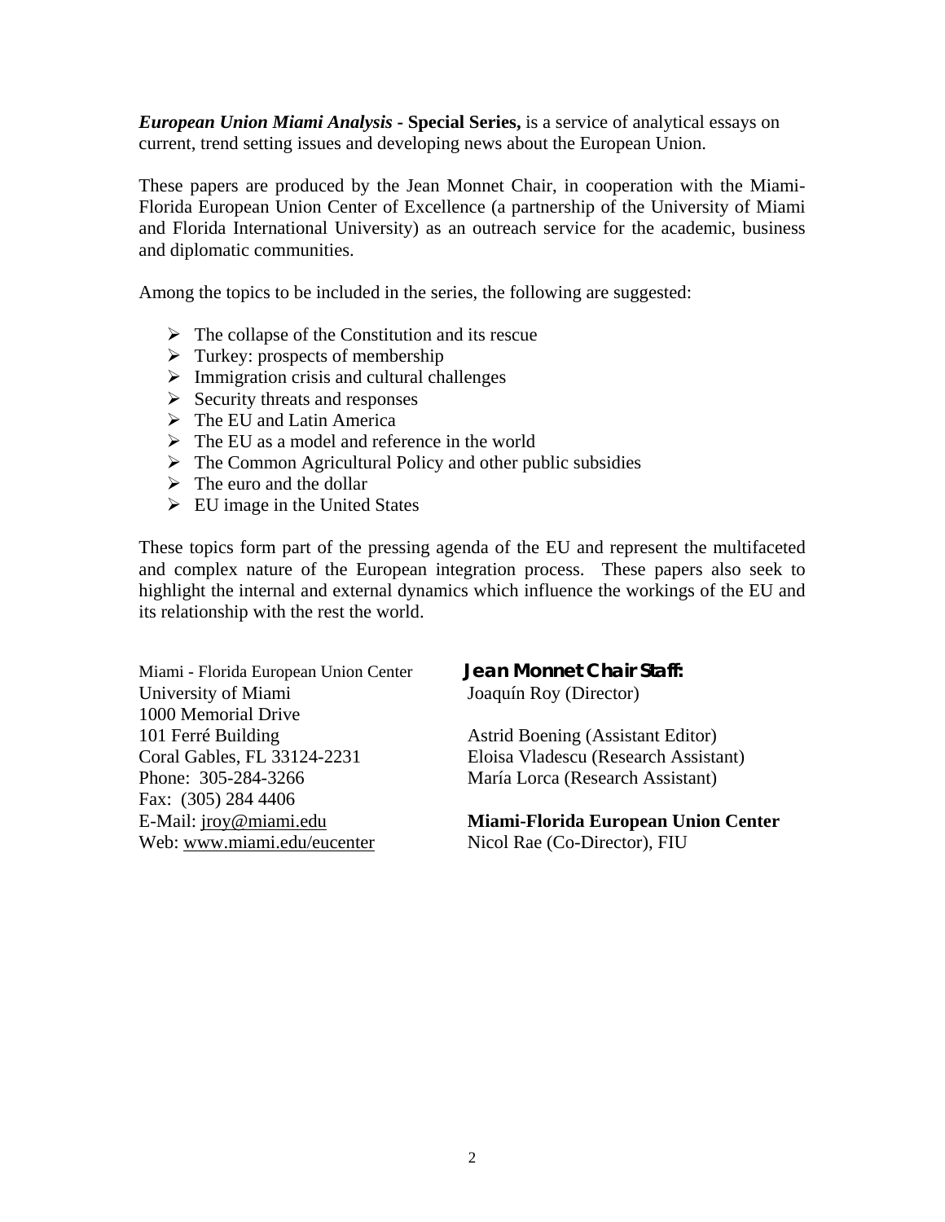***European Union Miami Analysis* - Special Series,** is a service of analytical essays on current, trend setting issues and developing news about the European Union.

These papers are produced by the Jean Monnet Chair, in cooperation with the Miami-Florida European Union Center of Excellence (a partnership of the University of Miami and Florida International University) as an outreach service for the academic, business and diplomatic communities.

Among the topics to be included in the series, the following are suggested:

- The collapse of the Constitution and its rescue
- Turkey: prospects of membership
- Immigration crisis and cultural challenges
- Security threats and responses
- The EU and Latin America
- The EU as a model and reference in the world
- The Common Agricultural Policy and other public subsidies
- The euro and the dollar
- EU image in the United States

These topics form part of the pressing agenda of the EU and represent the multifaceted and complex nature of the European integration process. These papers also seek to highlight the internal and external dynamics which influence the workings of the EU and its relationship with the rest the world.

Miami - Florida European Union Center
University of Miami
1000 Memorial Drive
101 Ferré Building
Coral Gables, FL 33124-2231
Phone: 305-284-3266
Fax: (305) 284 4406
E-Mail: jroy@miami.edu
Web: www.miami.edu/eucenter

**Jean Monnet Chair Staff:**
Joaquín Roy (Director)

Astrid Boening (Assistant Editor)
Eloisa Vladescu (Research Assistant)
María Lorca (Research Assistant)

**Miami-Florida European Union Center**
Nicol Rae (Co-Director), FIU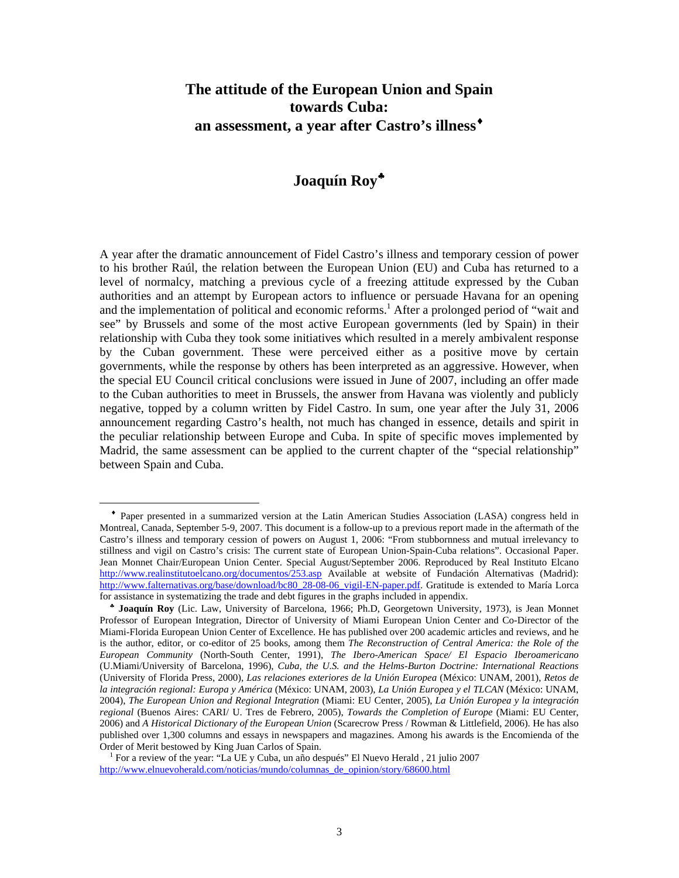# The attitude of the European Union and Spain towards Cuba: an assessment, a year after Castro's illness♦

## Joaquín Roy♣

A year after the dramatic announcement of Fidel Castro's illness and temporary cession of power to his brother Raúl, the relation between the European Union (EU) and Cuba has returned to a level of normalcy, matching a previous cycle of a freezing attitude expressed by the Cuban authorities and an attempt by European actors to influence or persuade Havana for an opening and the implementation of political and economic reforms.[1] After a prolonged period of "wait and see" by Brussels and some of the most active European governments (led by Spain) in their relationship with Cuba they took some initiatives which resulted in a merely ambivalent response by the Cuban government. These were perceived either as a positive move by certain governments, while the response by others has been interpreted as an aggressive. However, when the special EU Council critical conclusions were issued in June of 2007, including an offer made to the Cuban authorities to meet in Brussels, the answer from Havana was violently and publicly negative, topped by a column written by Fidel Castro. In sum, one year after the July 31, 2006 announcement regarding Castro's health, not much has changed in essence, details and spirit in the peculiar relationship between Europe and Cuba. In spite of specific moves implemented by Madrid, the same assessment can be applied to the current chapter of the "special relationship" between Spain and Cuba.

---

♦ Paper presented in a summarized version at the Latin American Studies Association (LASA) congress held in Montreal, Canada, September 5-9, 2007. This document is a follow-up to a previous report made in the aftermath of the Castro's illness and temporary cession of powers on August 1, 2006: "From stubbornness and mutual irrelevancy to stillness and vigil on Castro's crisis: The current state of European Union-Spain-Cuba relations". Occasional Paper. Jean Monnet Chair/European Union Center. Special August/September 2006. Reproduced by Real Instituto Elcano http://www.realinstitutoelcano.org/documentos/253.asp Available at website of Fundación Alternativas (Madrid): http://www.falternativas.org/base/download/bc80_28-08-06_vigil-EN-paper.pdf. Gratitude is extended to María Lorca for assistance in systematizing the trade and debt figures in the graphs included in appendix.

♣ **Joaquín Roy** (Lic. Law, University of Barcelona, 1966; Ph.D, Georgetown University, 1973), is Jean Monnet Professor of European Integration, Director of University of Miami European Union Center and Co-Director of the Miami-Florida European Union Center of Excellence. He has published over 200 academic articles and reviews, and he is the author, editor, or co-editor of 25 books, among them *The Reconstruction of Central America: the Role of the European Community* (North-South Center, 1991), *The Ibero-American Space/ El Espacio Iberoamericano* (U.Miami/University of Barcelona, 1996), *Cuba, the U.S. and the Helms-Burton Doctrine: International Reactions* (University of Florida Press, 2000), *Las relaciones exteriores de la Unión Europea* (México: UNAM, 2001), *Retos de la integración regional: Europa y América* (México: UNAM, 2003), *La Unión Europea y el TLCAN* (México: UNAM, 2004), *The European Union and Regional Integration* (Miami: EU Center, 2005), *La Unión Europea y la integración regional* (Buenos Aires: CARI/ U. Tres de Febrero, 2005), *Towards the Completion of Europe* (Miami: EU Center, 2006) and *A Historical Dictionary of the European Union* (Scarecrow Press / Rowman & Littlefield, 2006). He has also published over 1,300 columns and essays in newspapers and magazines. Among his awards is the Encomienda of the Order of Merit bestowed by King Juan Carlos of Spain.

[1] For a review of the year: "La UE y Cuba, un año después" El Nuevo Herald , 21 julio 2007 http://www.elnuevoherald.com/noticias/mundo/columnas_de_opinion/story/68600.html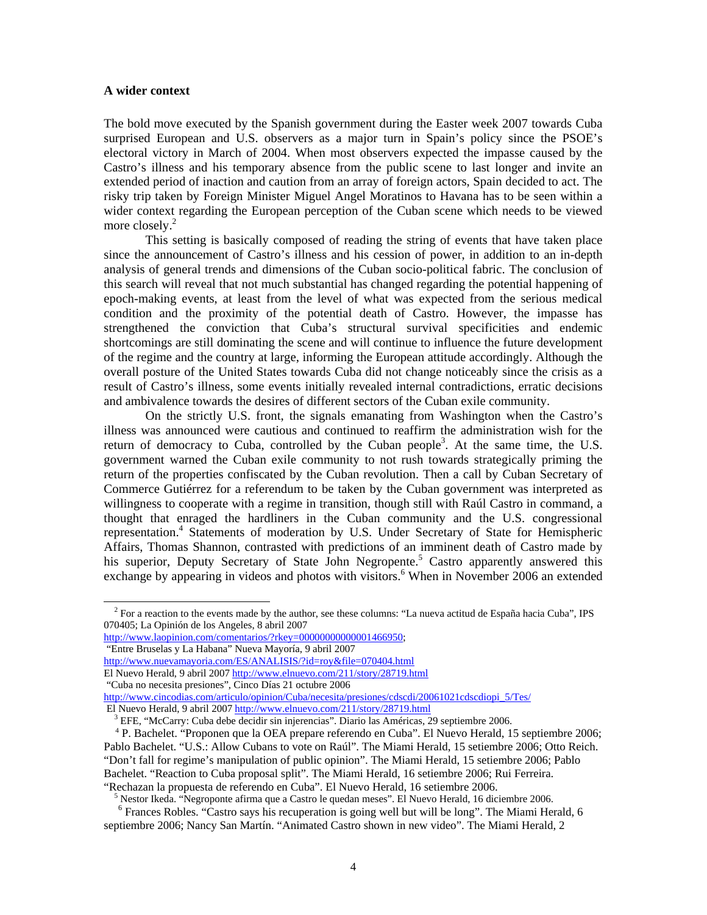### A wider context

The bold move executed by the Spanish government during the Easter week 2007 towards Cuba surprised European and U.S. observers as a major turn in Spain's policy since the PSOE's electoral victory in March of 2004. When most observers expected the impasse caused by the Castro's illness and his temporary absence from the public scene to last longer and invite an extended period of inaction and caution from an array of foreign actors, Spain decided to act. The risky trip taken by Foreign Minister Miguel Angel Moratinos to Havana has to be seen within a wider context regarding the European perception of the Cuban scene which needs to be viewed more closely.[2]

This setting is basically composed of reading the string of events that have taken place since the announcement of Castro's illness and his cession of power, in addition to an in-depth analysis of general trends and dimensions of the Cuban socio-political fabric. The conclusion of this search will reveal that not much substantial has changed regarding the potential happening of epoch-making events, at least from the level of what was expected from the serious medical condition and the proximity of the potential death of Castro. However, the impasse has strengthened the conviction that Cuba's structural survival specificities and endemic shortcomings are still dominating the scene and will continue to influence the future development of the regime and the country at large, informing the European attitude accordingly. Although the overall posture of the United States towards Cuba did not change noticeably since the crisis as a result of Castro's illness, some events initially revealed internal contradictions, erratic decisions and ambivalence towards the desires of different sectors of the Cuban exile community.

On the strictly U.S. front, the signals emanating from Washington when the Castro's illness was announced were cautious and continued to reaffirm the administration wish for the return of democracy to Cuba, controlled by the Cuban people[3]. At the same time, the U.S. government warned the Cuban exile community to not rush towards strategically priming the return of the properties confiscated by the Cuban revolution. Then a call by Cuban Secretary of Commerce Gutiérrez for a referendum to be taken by the Cuban government was interpreted as willingness to cooperate with a regime in transition, though still with Raúl Castro in command, a thought that enraged the hardliners in the Cuban community and the U.S. congressional representation.[4] Statements of moderation by U.S. Under Secretary of State for Hemispheric Affairs, Thomas Shannon, contrasted with predictions of an imminent death of Castro made by his superior, Deputy Secretary of State John Negropente.[5] Castro apparently answered this exchange by appearing in videos and photos with visitors.[6] When in November 2006 an extended

---

[2] For a reaction to the events made by the author, see these columns: "La nueva actitud de España hacia Cuba", IPS 070405; La Opinión de los Angeles, 8 abril 2007 http://www.laopinion.com/comentarios/?rkey=00000000000001466950;
"Entre Bruselas y La Habana" Nueva Mayoría, 9 abril 2007 http://www.nuevamayoria.com/ES/ANALISIS/?id=roy&file=070404.html
El Nuevo Herald, 9 abril 2007 http://www.elnuevo.com/211/story/28719.html
"Cuba no necesita presiones", Cinco Días 21 octubre 2006 http://www.cincodias.com/articulo/opinion/Cuba/necesita/presiones/cdscdi/20061021cdscdiopi_5/Tes/
El Nuevo Herald, 9 abril 2007 http://www.elnuevo.com/211/story/28719.html

[3] EFE, "McCarry: Cuba debe decidir sin injerencias". Diario las Américas, 29 septiembre 2006.

[4] P. Bachelet. "Proponen que la OEA prepare referendo en Cuba". El Nuevo Herald, 15 septiembre 2006; Pablo Bachelet. "U.S.: Allow Cubans to vote on Raúl". The Miami Herald, 15 setiembre 2006; Otto Reich. "Don't fall for regime's manipulation of public opinion". The Miami Herald, 15 setiembre 2006; Pablo Bachelet. "Reaction to Cuba proposal split". The Miami Herald, 16 setiembre 2006; Rui Ferreira. "Rechazan la propuesta de referendo en Cuba". El Nuevo Herald, 16 setiembre 2006.

[5] Nestor Ikeda. "Negroponte afirma que a Castro le quedan meses". El Nuevo Herald, 16 diciembre 2006.

[6] Frances Robles. "Castro says his recuperation is going well but will be long". The Miami Herald, 6 septiembre 2006; Nancy San Martín. "Animated Castro shown in new video". The Miami Herald, 2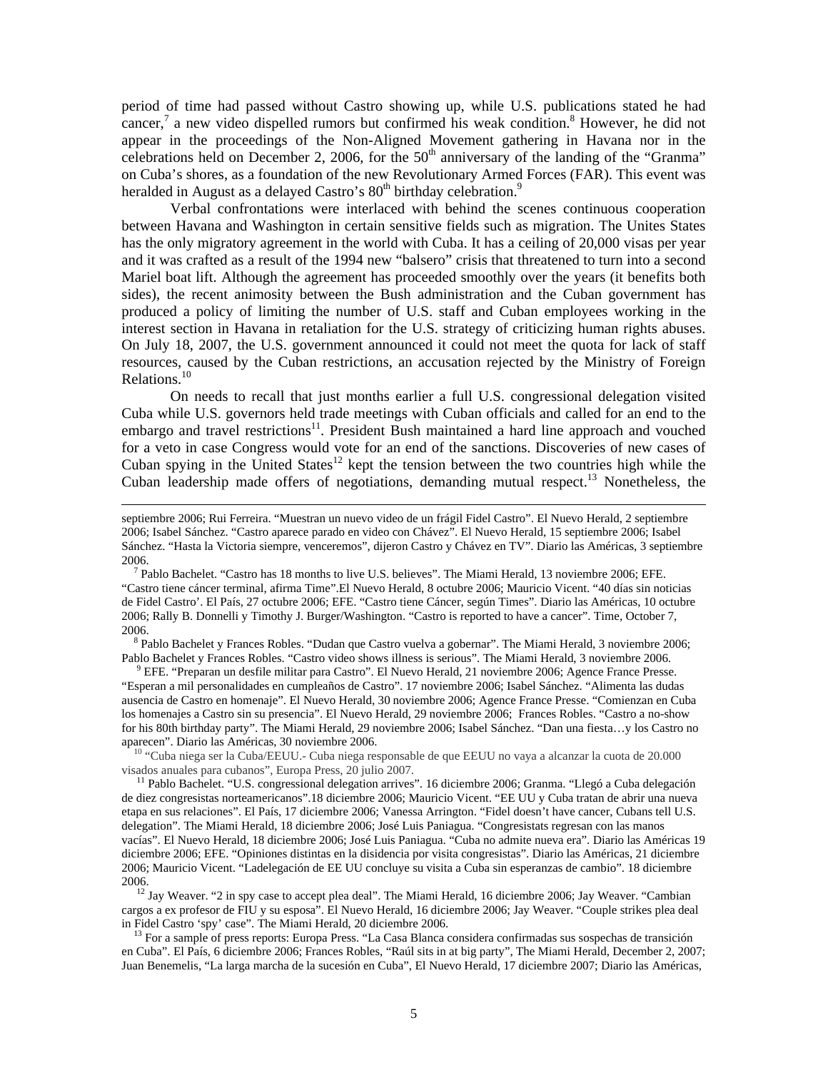period of time had passed without Castro showing up, while U.S. publications stated he had cancer,[7] a new video dispelled rumors but confirmed his weak condition.[8] However, he did not appear in the proceedings of the Non-Aligned Movement gathering in Havana nor in the celebrations held on December 2, 2006, for the 50th anniversary of the landing of the "Granma" on Cuba's shores, as a foundation of the new Revolutionary Armed Forces (FAR). This event was heralded in August as a delayed Castro's 80th birthday celebration.[9]

Verbal confrontations were interlaced with behind the scenes continuous cooperation between Havana and Washington in certain sensitive fields such as migration. The Unites States has the only migratory agreement in the world with Cuba. It has a ceiling of 20,000 visas per year and it was crafted as a result of the 1994 new "balsero" crisis that threatened to turn into a second Mariel boat lift. Although the agreement has proceeded smoothly over the years (it benefits both sides), the recent animosity between the Bush administration and the Cuban government has produced a policy of limiting the number of U.S. staff and Cuban employees working in the interest section in Havana in retaliation for the U.S. strategy of criticizing human rights abuses. On July 18, 2007, the U.S. government announced it could not meet the quota for lack of staff resources, caused by the Cuban restrictions, an accusation rejected by the Ministry of Foreign Relations.[10]

On needs to recall that just months earlier a full U.S. congressional delegation visited Cuba while U.S. governors held trade meetings with Cuban officials and called for an end to the embargo and travel restrictions[11]. President Bush maintained a hard line approach and vouched for a veto in case Congress would vote for an end of the sanctions. Discoveries of new cases of Cuban spying in the United States[12] kept the tension between the two countries high while the Cuban leadership made offers of negotiations, demanding mutual respect.[13] Nonetheless, the

---

septiembre 2006; Rui Ferreira. "Muestran un nuevo video de un frágil Fidel Castro". El Nuevo Herald, 2 septiembre 2006; Isabel Sánchez. "Castro aparece parado en video con Chávez". El Nuevo Herald, 15 septiembre 2006; Isabel Sánchez. "Hasta la Victoria siempre, venceremos", dijeron Castro y Chávez en TV". Diario las Américas, 3 septiembre 2006.

[7] Pablo Bachelet. "Castro has 18 months to live U.S. believes". The Miami Herald, 13 noviembre 2006; EFE. "Castro tiene cáncer terminal, afirma Time".El Nuevo Herald, 8 octubre 2006; Mauricio Vicent. "40 días sin noticias de Fidel Castro'. El País, 27 octubre 2006; EFE. "Castro tiene Cáncer, según Times". Diario las Américas, 10 octubre 2006; Rally B. Donnelli y Timothy J. Burger/Washington. "Castro is reported to have a cancer". Time, October 7, 2006.

[8] Pablo Bachelet y Frances Robles. "Dudan que Castro vuelva a gobernar". The Miami Herald, 3 noviembre 2006; Pablo Bachelet y Frances Robles. "Castro video shows illness is serious". The Miami Herald, 3 noviembre 2006.

[9] EFE. "Preparan un desfile militar para Castro". El Nuevo Herald, 21 noviembre 2006; Agence France Presse. "Esperan a mil personalidades en cumpleaños de Castro". 17 noviembre 2006; Isabel Sánchez. "Alimenta las dudas ausencia de Castro en homenaje". El Nuevo Herald, 30 noviembre 2006; Agence France Presse. "Comienzan en Cuba los homenajes a Castro sin su presencia". El Nuevo Herald, 29 noviembre 2006; Frances Robles. "Castro a no-show for his 80th birthday party". The Miami Herald, 29 noviembre 2006; Isabel Sánchez. "Dan una fiesta…y los Castro no aparecen". Diario las Américas, 30 noviembre 2006.

[10] "Cuba niega ser la Cuba/EEUU.- Cuba niega responsable de que EEUU no vaya a alcanzar la cuota de 20.000 visados anuales para cubanos", Europa Press, 20 julio 2007.

[11] Pablo Bachelet. "U.S. congressional delegation arrives". 16 diciembre 2006; Granma. "Llegó a Cuba delegación de diez congresistas norteamericanos".18 diciembre 2006; Mauricio Vicent. "EE UU y Cuba tratan de abrir una nueva etapa en sus relaciones". El País, 17 diciembre 2006; Vanessa Arrington. "Fidel doesn't have cancer, Cubans tell U.S. delegation". The Miami Herald, 18 diciembre 2006; José Luis Paniagua. "Congresistats regresan con las manos vacías". El Nuevo Herald, 18 diciembre 2006; José Luis Paniagua. "Cuba no admite nueva era". Diario las Américas 19 diciembre 2006; EFE. "Opiniones distintas en la disidencia por visita congresistas". Diario las Américas, 21 diciembre 2006; Mauricio Vicent. "Ladelegación de EE UU concluye su visita a Cuba sin esperanzas de cambio". 18 diciembre 2006.

[12] Jay Weaver. "2 in spy case to accept plea deal". The Miami Herald, 16 diciembre 2006; Jay Weaver. "Cambian cargos a ex profesor de FIU y su esposa". El Nuevo Herald, 16 diciembre 2006; Jay Weaver. "Couple strikes plea deal in Fidel Castro 'spy' case". The Miami Herald, 20 diciembre 2006.

[13] For a sample of press reports: Europa Press. "La Casa Blanca considera confirmadas sus sospechas de transición en Cuba". El País, 6 diciembre 2006; Frances Robles, "Raúl sits in at big party", The Miami Herald, December 2, 2007; Juan Benemelis, "La larga marcha de la sucesión en Cuba", El Nuevo Herald, 17 diciembre 2007; Diario las Américas,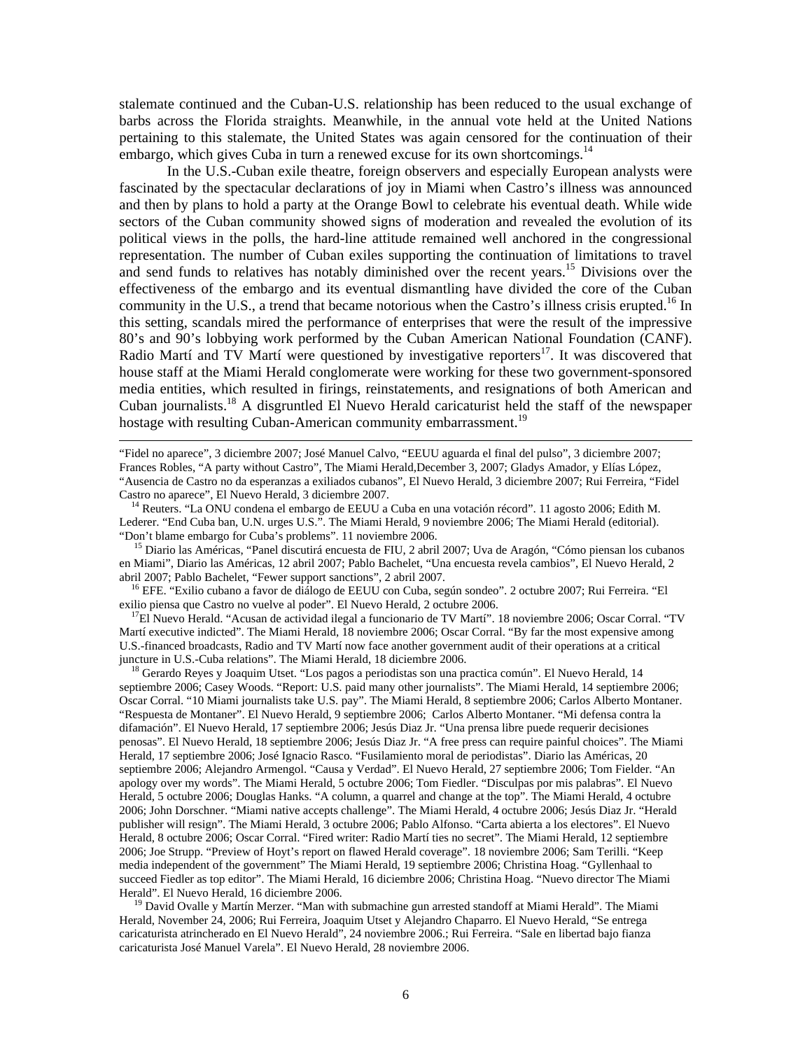stalemate continued and the Cuban-U.S. relationship has been reduced to the usual exchange of barbs across the Florida straights. Meanwhile, in the annual vote held at the United Nations pertaining to this stalemate, the United States was again censored for the continuation of their embargo, which gives Cuba in turn a renewed excuse for its own shortcomings.[14]

In the U.S.-Cuban exile theatre, foreign observers and especially European analysts were fascinated by the spectacular declarations of joy in Miami when Castro's illness was announced and then by plans to hold a party at the Orange Bowl to celebrate his eventual death. While wide sectors of the Cuban community showed signs of moderation and revealed the evolution of its political views in the polls, the hard-line attitude remained well anchored in the congressional representation. The number of Cuban exiles supporting the continuation of limitations to travel and send funds to relatives has notably diminished over the recent years.[15] Divisions over the effectiveness of the embargo and its eventual dismantling have divided the core of the Cuban community in the U.S., a trend that became notorious when the Castro's illness crisis erupted.[16] In this setting, scandals mired the performance of enterprises that were the result of the impressive 80's and 90's lobbying work performed by the Cuban American National Foundation (CANF). Radio Martí and TV Martí were questioned by investigative reporters[17]. It was discovered that house staff at the Miami Herald conglomerate were working for these two government-sponsored media entities, which resulted in firings, reinstatements, and resignations of both American and Cuban journalists.[18] A disgruntled El Nuevo Herald caricaturist held the staff of the newspaper hostage with resulting Cuban-American community embarrassment.[19]

---

"Fidel no aparece", 3 diciembre 2007; José Manuel Calvo, "EEUU aguarda el final del pulso", 3 diciembre 2007; Frances Robles, "A party without Castro", The Miami Herald,December 3, 2007; Gladys Amador, y Elías López, "Ausencia de Castro no da esperanzas a exiliados cubanos", El Nuevo Herald, 3 diciembre 2007; Rui Ferreira, "Fidel Castro no aparece", El Nuevo Herald, 3 diciembre 2007.

[14] Reuters. "La ONU condena el embargo de EEUU a Cuba en una votación récord". 11 agosto 2006; Edith M. Lederer. "End Cuba ban, U.N. urges U.S.". The Miami Herald, 9 noviembre 2006; The Miami Herald (editorial). "Don't blame embargo for Cuba's problems". 11 noviembre 2006.

[15] Diario las Américas, "Panel discutirá encuesta de FIU, 2 abril 2007; Uva de Aragón, "Cómo piensan los cubanos en Miami", Diario las Américas, 12 abril 2007; Pablo Bachelet, "Una encuesta revela cambios", El Nuevo Herald, 2 abril 2007; Pablo Bachelet, "Fewer support sanctions", 2 abril 2007.

[16] EFE. "Exilio cubano a favor de diálogo de EEUU con Cuba, según sondeo". 2 octubre 2007; Rui Ferreira. "El exilio piensa que Castro no vuelve al poder". El Nuevo Herald, 2 octubre 2006.

[17] El Nuevo Herald. "Acusan de actividad ilegal a funcionario de TV Martí". 18 noviembre 2006; Oscar Corral. "TV Martí executive indicted". The Miami Herald, 18 noviembre 2006; Oscar Corral. "By far the most expensive among U.S.-financed broadcasts, Radio and TV Martí now face another government audit of their operations at a critical juncture in U.S.-Cuba relations". The Miami Herald, 18 diciembre 2006.

[18] Gerardo Reyes y Joaquim Utset. "Los pagos a periodistas son una practica común". El Nuevo Herald, 14 septiembre 2006; Casey Woods. "Report: U.S. paid many other journalists". The Miami Herald, 14 septiembre 2006; Oscar Corral. "10 Miami journalists take U.S. pay". The Miami Herald, 8 septiembre 2006; Carlos Alberto Montaner. "Respuesta de Montaner". El Nuevo Herald, 9 septiembre 2006; Carlos Alberto Montaner. "Mi defensa contra la difamación". El Nuevo Herald, 17 septiembre 2006; Jesús Diaz Jr. "Una prensa libre puede requerir decisiones penosas". El Nuevo Herald, 18 septiembre 2006; Jesús Diaz Jr. "A free press can require painful choices". The Miami Herald, 17 septiembre 2006; José Ignacio Rasco. "Fusilamiento moral de periodistas". Diario las Américas, 20 septiembre 2006; Alejandro Armengol. "Causa y Verdad". El Nuevo Herald, 27 septiembre 2006; Tom Fielder. "An apology over my words". The Miami Herald, 5 octubre 2006; Tom Fiedler. "Disculpas por mis palabras". El Nuevo Herald, 5 octubre 2006; Douglas Hanks. "A column, a quarrel and change at the top". The Miami Herald, 4 octubre 2006; John Dorschner. "Miami native accepts challenge". The Miami Herald, 4 octubre 2006; Jesús Diaz Jr. "Herald publisher will resign". The Miami Herald, 3 octubre 2006; Pablo Alfonso. "Carta abierta a los electores". El Nuevo Herald, 8 octubre 2006; Oscar Corral. "Fired writer: Radio Martí ties no secret". The Miami Herald, 12 septiembre 2006; Joe Strupp. "Preview of Hoyt's report on flawed Herald coverage". 18 noviembre 2006; Sam Terilli. "Keep media independent of the government" The Miami Herald, 19 septiembre 2006; Christina Hoag. "Gyllenhaal to succeed Fiedler as top editor". The Miami Herald, 16 diciembre 2006; Christina Hoag. "Nuevo director The Miami Herald". El Nuevo Herald, 16 diciembre 2006.

[19] David Ovalle y Martín Merzer. "Man with submachine gun arrested standoff at Miami Herald". The Miami Herald, November 24, 2006; Rui Ferreira, Joaquim Utset y Alejandro Chaparro. El Nuevo Herald, "Se entrega caricaturista atrincherado en El Nuevo Herald", 24 noviembre 2006.; Rui Ferreira. "Sale en libertad bajo fianza caricaturista José Manuel Varela". El Nuevo Herald, 28 noviembre 2006.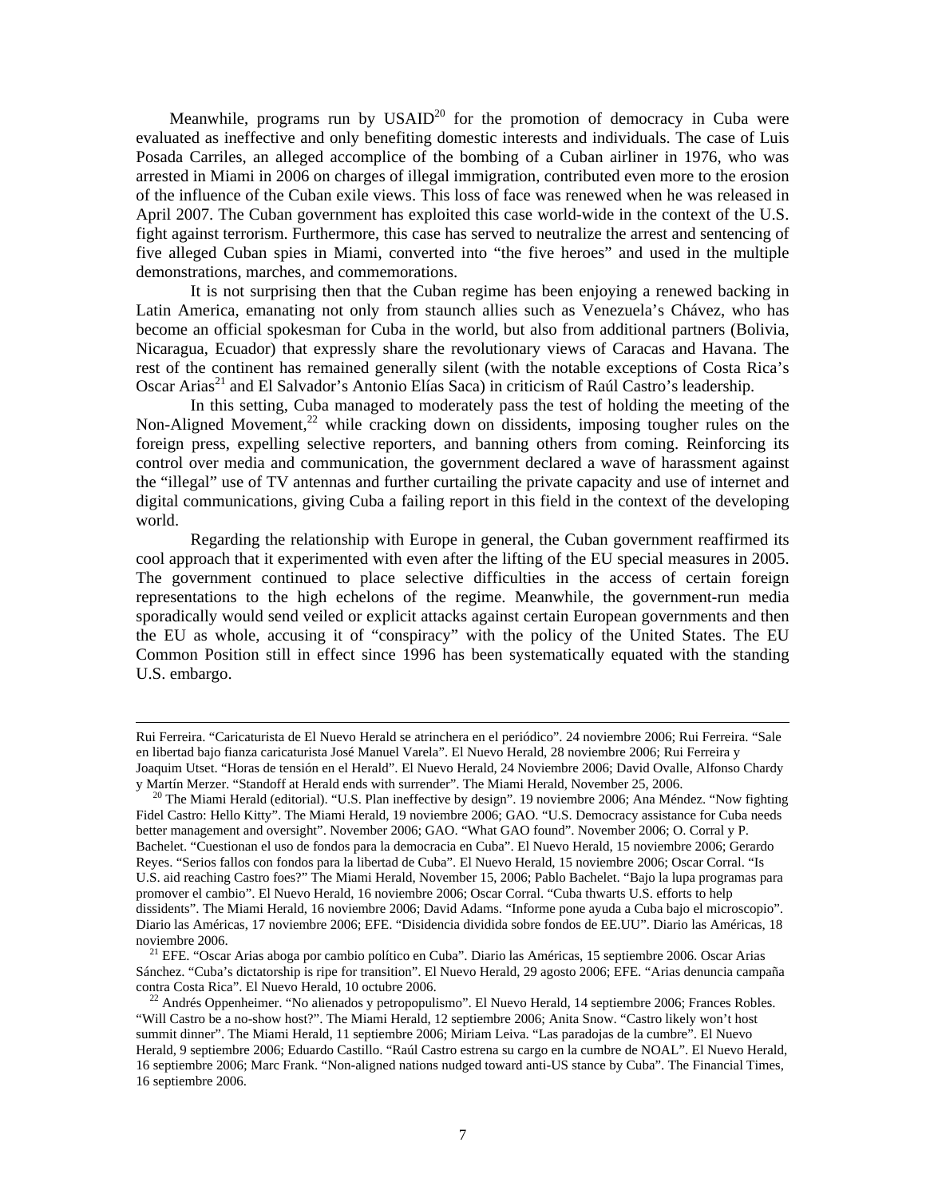Meanwhile, programs run by USAID[20] for the promotion of democracy in Cuba were evaluated as ineffective and only benefiting domestic interests and individuals. The case of Luis Posada Carriles, an alleged accomplice of the bombing of a Cuban airliner in 1976, who was arrested in Miami in 2006 on charges of illegal immigration, contributed even more to the erosion of the influence of the Cuban exile views. This loss of face was renewed when he was released in April 2007. The Cuban government has exploited this case world-wide in the context of the U.S. fight against terrorism. Furthermore, this case has served to neutralize the arrest and sentencing of five alleged Cuban spies in Miami, converted into "the five heroes" and used in the multiple demonstrations, marches, and commemorations.

It is not surprising then that the Cuban regime has been enjoying a renewed backing in Latin America, emanating not only from staunch allies such as Venezuela's Chávez, who has become an official spokesman for Cuba in the world, but also from additional partners (Bolivia, Nicaragua, Ecuador) that expressly share the revolutionary views of Caracas and Havana. The rest of the continent has remained generally silent (with the notable exceptions of Costa Rica's Oscar Arias[21] and El Salvador's Antonio Elías Saca) in criticism of Raúl Castro's leadership.

In this setting, Cuba managed to moderately pass the test of holding the meeting of the Non-Aligned Movement,[22] while cracking down on dissidents, imposing tougher rules on the foreign press, expelling selective reporters, and banning others from coming. Reinforcing its control over media and communication, the government declared a wave of harassment against the "illegal" use of TV antennas and further curtailing the private capacity and use of internet and digital communications, giving Cuba a failing report in this field in the context of the developing world.

Regarding the relationship with Europe in general, the Cuban government reaffirmed its cool approach that it experimented with even after the lifting of the EU special measures in 2005. The government continued to place selective difficulties in the access of certain foreign representations to the high echelons of the regime. Meanwhile, the government-run media sporadically would send veiled or explicit attacks against certain European governments and then the EU as whole, accusing it of "conspiracy" with the policy of the United States. The EU Common Position still in effect since 1996 has been systematically equated with the standing U.S. embargo.

---

Rui Ferreira. "Caricaturista de El Nuevo Herald se atrinchera en el periódico". 24 noviembre 2006; Rui Ferreira. "Sale en libertad bajo fianza caricaturista José Manuel Varela". El Nuevo Herald, 28 noviembre 2006; Rui Ferreira y Joaquim Utset. "Horas de tensión en el Herald". El Nuevo Herald, 24 Noviembre 2006; David Ovalle, Alfonso Chardy y Martín Merzer. "Standoff at Herald ends with surrender". The Miami Herald, November 25, 2006.

[20] The Miami Herald (editorial). "U.S. Plan ineffective by design". 19 noviembre 2006; Ana Méndez. "Now fighting Fidel Castro: Hello Kitty". The Miami Herald, 19 noviembre 2006; GAO. "U.S. Democracy assistance for Cuba needs better management and oversight". November 2006; GAO. "What GAO found". November 2006; O. Corral y P. Bachelet. "Cuestionan el uso de fondos para la democracia en Cuba". El Nuevo Herald, 15 noviembre 2006; Gerardo Reyes. "Serios fallos con fondos para la libertad de Cuba". El Nuevo Herald, 15 noviembre 2006; Oscar Corral. "Is U.S. aid reaching Castro foes?" The Miami Herald, November 15, 2006; Pablo Bachelet. "Bajo la lupa programas para promover el cambio". El Nuevo Herald, 16 noviembre 2006; Oscar Corral. "Cuba thwarts U.S. efforts to help dissidents". The Miami Herald, 16 noviembre 2006; David Adams. "Informe pone ayuda a Cuba bajo el microscopio". Diario las Américas, 17 noviembre 2006; EFE. "Disidencia dividida sobre fondos de EE.UU". Diario las Américas, 18 noviembre 2006.

[21] EFE. "Oscar Arias aboga por cambio político en Cuba". Diario las Américas, 15 septiembre 2006. Oscar Arias Sánchez. "Cuba's dictatorship is ripe for transition". El Nuevo Herald, 29 agosto 2006; EFE. "Arias denuncia campaña contra Costa Rica". El Nuevo Herald, 10 octubre 2006.

[22] Andrés Oppenheimer. "No alienados y petropopulismo". El Nuevo Herald, 14 septiembre 2006; Frances Robles. "Will Castro be a no-show host?". The Miami Herald, 12 septiembre 2006; Anita Snow. "Castro likely won't host summit dinner". The Miami Herald, 11 septiembre 2006; Miriam Leiva. "Las paradojas de la cumbre". El Nuevo Herald, 9 septiembre 2006; Eduardo Castillo. "Raúl Castro estrena su cargo en la cumbre de NOAL". El Nuevo Herald, 16 septiembre 2006; Marc Frank. "Non-aligned nations nudged toward anti-US stance by Cuba". The Financial Times, 16 septiembre 2006.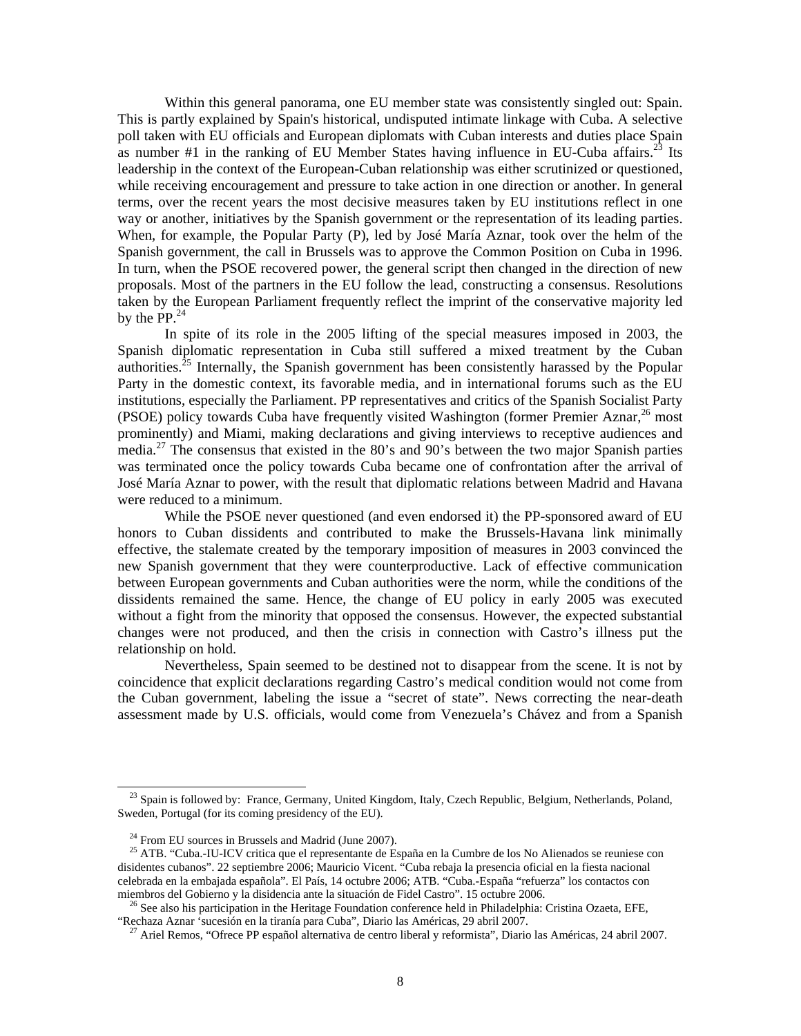Within this general panorama, one EU member state was consistently singled out: Spain. This is partly explained by Spain's historical, undisputed intimate linkage with Cuba. A selective poll taken with EU officials and European diplomats with Cuban interests and duties place Spain as number #1 in the ranking of EU Member States having influence in EU-Cuba affairs.[23] Its leadership in the context of the European-Cuban relationship was either scrutinized or questioned, while receiving encouragement and pressure to take action in one direction or another. In general terms, over the recent years the most decisive measures taken by EU institutions reflect in one way or another, initiatives by the Spanish government or the representation of its leading parties. When, for example, the Popular Party (P), led by José María Aznar, took over the helm of the Spanish government, the call in Brussels was to approve the Common Position on Cuba in 1996. In turn, when the PSOE recovered power, the general script then changed in the direction of new proposals. Most of the partners in the EU follow the lead, constructing a consensus. Resolutions taken by the European Parliament frequently reflect the imprint of the conservative majority led by the PP.[24]

In spite of its role in the 2005 lifting of the special measures imposed in 2003, the Spanish diplomatic representation in Cuba still suffered a mixed treatment by the Cuban authorities.[25] Internally, the Spanish government has been consistently harassed by the Popular Party in the domestic context, its favorable media, and in international forums such as the EU institutions, especially the Parliament. PP representatives and critics of the Spanish Socialist Party (PSOE) policy towards Cuba have frequently visited Washington (former Premier Aznar,[26] most prominently) and Miami, making declarations and giving interviews to receptive audiences and media.[27] The consensus that existed in the 80's and 90's between the two major Spanish parties was terminated once the policy towards Cuba became one of confrontation after the arrival of José María Aznar to power, with the result that diplomatic relations between Madrid and Havana were reduced to a minimum.

While the PSOE never questioned (and even endorsed it) the PP-sponsored award of EU honors to Cuban dissidents and contributed to make the Brussels-Havana link minimally effective, the stalemate created by the temporary imposition of measures in 2003 convinced the new Spanish government that they were counterproductive. Lack of effective communication between European governments and Cuban authorities were the norm, while the conditions of the dissidents remained the same. Hence, the change of EU policy in early 2005 was executed without a fight from the minority that opposed the consensus. However, the expected substantial changes were not produced, and then the crisis in connection with Castro's illness put the relationship on hold.

Nevertheless, Spain seemed to be destined not to disappear from the scene. It is not by coincidence that explicit declarations regarding Castro's medical condition would not come from the Cuban government, labeling the issue a "secret of state". News correcting the near-death assessment made by U.S. officials, would come from Venezuela's Chávez and from a Spanish

---

[23] Spain is followed by: France, Germany, United Kingdom, Italy, Czech Republic, Belgium, Netherlands, Poland, Sweden, Portugal (for its coming presidency of the EU).

[24] From EU sources in Brussels and Madrid (June 2007).

[25] ATB. "Cuba.-IU-ICV critica que el representante de España en la Cumbre de los No Alienados se reuniese con disidentes cubanos". 22 septiembre 2006; Mauricio Vicent. "Cuba rebaja la presencia oficial en la fiesta nacional celebrada en la embajada española". El País, 14 octubre 2006; ATB. "Cuba.-España "refuerza" los contactos con miembros del Gobierno y la disidencia ante la situación de Fidel Castro". 15 octubre 2006.

[26] See also his participation in the Heritage Foundation conference held in Philadelphia: Cristina Ozaeta, EFE, "Rechaza Aznar 'sucesión en la tiranía para Cuba", Diario las Américas, 29 abril 2007.

[27] Ariel Remos, "Ofrece PP español alternativa de centro liberal y reformista", Diario las Américas, 24 abril 2007.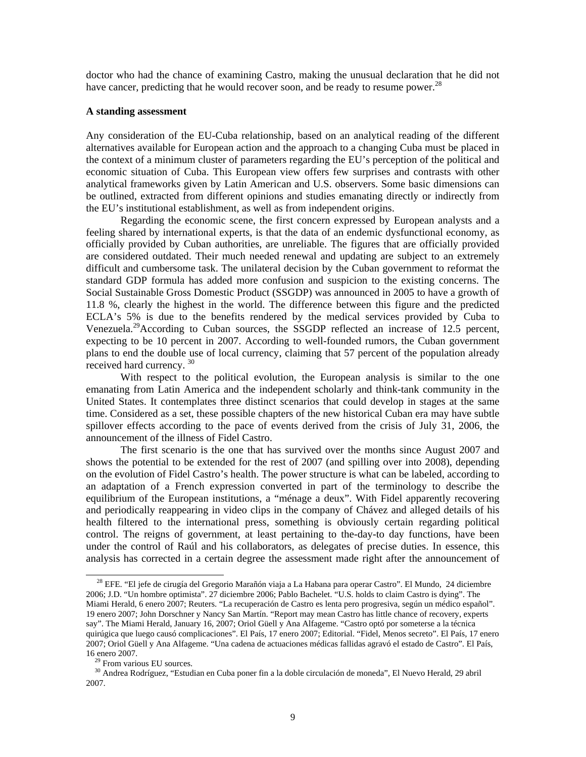doctor who had the chance of examining Castro, making the unusual declaration that he did not have cancer, predicting that he would recover soon, and be ready to resume power.[28]

**A standing assessment**

Any consideration of the EU-Cuba relationship, based on an analytical reading of the different alternatives available for European action and the approach to a changing Cuba must be placed in the context of a minimum cluster of parameters regarding the EU's perception of the political and economic situation of Cuba. This European view offers few surprises and contrasts with other analytical frameworks given by Latin American and U.S. observers. Some basic dimensions can be outlined, extracted from different opinions and studies emanating directly or indirectly from the EU's institutional establishment, as well as from independent origins.

Regarding the economic scene, the first concern expressed by European analysts and a feeling shared by international experts, is that the data of an endemic dysfunctional economy, as officially provided by Cuban authorities, are unreliable. The figures that are officially provided are considered outdated. Their much needed renewal and updating are subject to an extremely difficult and cumbersome task. The unilateral decision by the Cuban government to reformat the standard GDP formula has added more confusion and suspicion to the existing concerns. The Social Sustainable Gross Domestic Product (SSGDP) was announced in 2005 to have a growth of 11.8 %, clearly the highest in the world. The difference between this figure and the predicted ECLA's 5% is due to the benefits rendered by the medical services provided by Cuba to Venezuela.[29]According to Cuban sources, the SSGDP reflected an increase of 12.5 percent, expecting to be 10 percent in 2007. According to well-founded rumors, the Cuban government plans to end the double use of local currency, claiming that 57 percent of the population already received hard currency. [30]

With respect to the political evolution, the European analysis is similar to the one emanating from Latin America and the independent scholarly and think-tank community in the United States. It contemplates three distinct scenarios that could develop in stages at the same time. Considered as a set, these possible chapters of the new historical Cuban era may have subtle spillover effects according to the pace of events derived from the crisis of July 31, 2006, the announcement of the illness of Fidel Castro.

The first scenario is the one that has survived over the months since August 2007 and shows the potential to be extended for the rest of 2007 (and spilling over into 2008), depending on the evolution of Fidel Castro's health. The power structure is what can be labeled, according to an adaptation of a French expression converted in part of the terminology to describe the equilibrium of the European institutions, a "ménage a deux". With Fidel apparently recovering and periodically reappearing in video clips in the company of Chávez and alleged details of his health filtered to the international press, something is obviously certain regarding political control. The reigns of government, at least pertaining to the-day-to day functions, have been under the control of Raúl and his collaborators, as delegates of precise duties. In essence, this analysis has corrected in a certain degree the assessment made right after the announcement of

---

[28] EFE. "El jefe de cirugía del Gregorio Marañón viaja a La Habana para operar Castro". El Mundo, 24 diciembre 2006; J.D. "Un hombre optimista". 27 diciembre 2006; Pablo Bachelet. "U.S. holds to claim Castro is dying". The Miami Herald, 6 enero 2007; Reuters. "La recuperación de Castro es lenta pero progresiva, según un médico español". 19 enero 2007; John Dorschner y Nancy San Martín. "Report may mean Castro has little chance of recovery, experts say". The Miami Herald, January 16, 2007; Oriol Güell y Ana Alfageme. "Castro optó por someterse a la técnica quirúgica que luego causó complicaciones". El País, 17 enero 2007; Editorial. "Fidel, Menos secreto". El País, 17 enero 2007; Oriol Güell y Ana Alfageme. "Una cadena de actuaciones médicas fallidas agravó el estado de Castro". El País, 16 enero 2007.

[29] From various EU sources.

[30] Andrea Rodríguez, "Estudian en Cuba poner fin a la doble circulación de moneda", El Nuevo Herald, 29 abril 2007.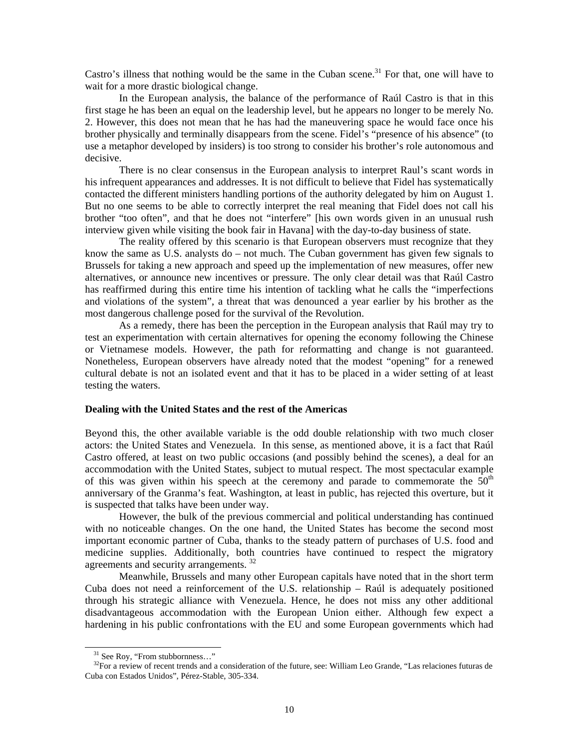Castro's illness that nothing would be the same in the Cuban scene.[31] For that, one will have to wait for a more drastic biological change.

In the European analysis, the balance of the performance of Raúl Castro is that in this first stage he has been an equal on the leadership level, but he appears no longer to be merely No. 2. However, this does not mean that he has had the maneuvering space he would face once his brother physically and terminally disappears from the scene. Fidel's "presence of his absence" (to use a metaphor developed by insiders) is too strong to consider his brother's role autonomous and decisive.

There is no clear consensus in the European analysis to interpret Raul's scant words in his infrequent appearances and addresses. It is not difficult to believe that Fidel has systematically contacted the different ministers handling portions of the authority delegated by him on August 1. But no one seems to be able to correctly interpret the real meaning that Fidel does not call his brother "too often", and that he does not "interfere" [his own words given in an unusual rush interview given while visiting the book fair in Havana] with the day-to-day business of state.

The reality offered by this scenario is that European observers must recognize that they know the same as U.S. analysts do – not much. The Cuban government has given few signals to Brussels for taking a new approach and speed up the implementation of new measures, offer new alternatives, or announce new incentives or pressure. The only clear detail was that Raúl Castro has reaffirmed during this entire time his intention of tackling what he calls the "imperfections and violations of the system", a threat that was denounced a year earlier by his brother as the most dangerous challenge posed for the survival of the Revolution.

As a remedy, there has been the perception in the European analysis that Raúl may try to test an experimentation with certain alternatives for opening the economy following the Chinese or Vietnamese models. However, the path for reformatting and change is not guaranteed. Nonetheless, European observers have already noted that the modest "opening" for a renewed cultural debate is not an isolated event and that it has to be placed in a wider setting of at least testing the waters.

**Dealing with the United States and the rest of the Americas**

Beyond this, the other available variable is the odd double relationship with two much closer actors: the United States and Venezuela. In this sense, as mentioned above, it is a fact that Raúl Castro offered, at least on two public occasions (and possibly behind the scenes), a deal for an accommodation with the United States, subject to mutual respect. The most spectacular example of this was given within his speech at the ceremony and parade to commemorate the 50th anniversary of the Granma's feat. Washington, at least in public, has rejected this overture, but it is suspected that talks have been under way.

However, the bulk of the previous commercial and political understanding has continued with no noticeable changes. On the one hand, the United States has become the second most important economic partner of Cuba, thanks to the steady pattern of purchases of U.S. food and medicine supplies. Additionally, both countries have continued to respect the migratory agreements and security arrangements.[32]

Meanwhile, Brussels and many other European capitals have noted that in the short term Cuba does not need a reinforcement of the U.S. relationship – Raúl is adequately positioned through his strategic alliance with Venezuela. Hence, he does not miss any other additional disadvantageous accommodation with the European Union either. Although few expect a hardening in his public confrontations with the EU and some European governments which had

[31] See Roy, "From stubbornness…"

[32] For a review of recent trends and a consideration of the future, see: William Leo Grande, "Las relaciones futuras de Cuba con Estados Unidos", Pérez-Stable, 305-334.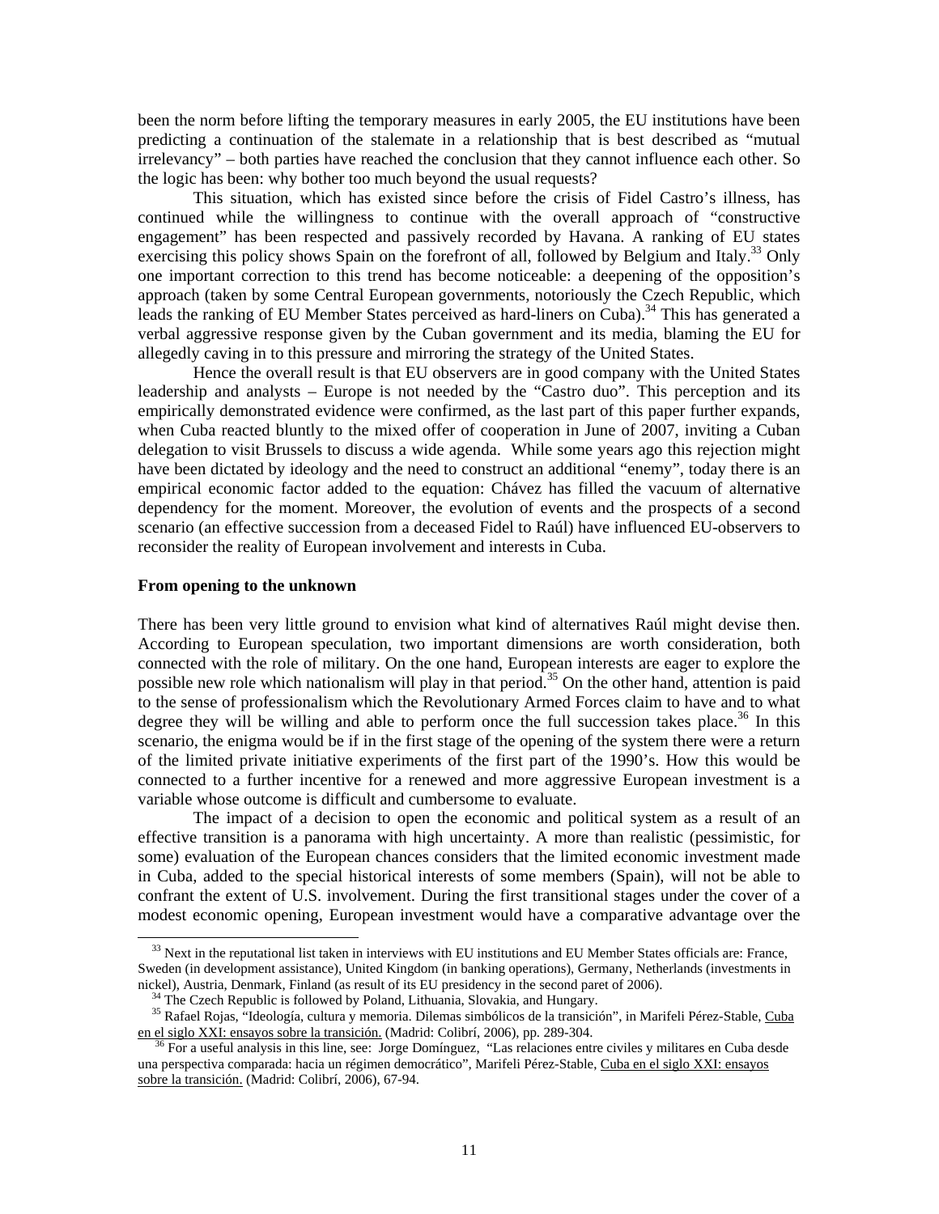been the norm before lifting the temporary measures in early 2005, the EU institutions have been predicting a continuation of the stalemate in a relationship that is best described as "mutual irrelevancy" – both parties have reached the conclusion that they cannot influence each other. So the logic has been: why bother too much beyond the usual requests?

This situation, which has existed since before the crisis of Fidel Castro's illness, has continued while the willingness to continue with the overall approach of "constructive engagement" has been respected and passively recorded by Havana. A ranking of EU states exercising this policy shows Spain on the forefront of all, followed by Belgium and Italy.[33] Only one important correction to this trend has become noticeable: a deepening of the opposition's approach (taken by some Central European governments, notoriously the Czech Republic, which leads the ranking of EU Member States perceived as hard-liners on Cuba).[34] This has generated a verbal aggressive response given by the Cuban government and its media, blaming the EU for allegedly caving in to this pressure and mirroring the strategy of the United States.

Hence the overall result is that EU observers are in good company with the United States leadership and analysts – Europe is not needed by the "Castro duo". This perception and its empirically demonstrated evidence were confirmed, as the last part of this paper further expands, when Cuba reacted bluntly to the mixed offer of cooperation in June of 2007, inviting a Cuban delegation to visit Brussels to discuss a wide agenda. While some years ago this rejection might have been dictated by ideology and the need to construct an additional "enemy", today there is an empirical economic factor added to the equation: Chávez has filled the vacuum of alternative dependency for the moment. Moreover, the evolution of events and the prospects of a second scenario (an effective succession from a deceased Fidel to Raúl) have influenced EU-observers to reconsider the reality of European involvement and interests in Cuba.

**From opening to the unknown**

There has been very little ground to envision what kind of alternatives Raúl might devise then. According to European speculation, two important dimensions are worth consideration, both connected with the role of military. On the one hand, European interests are eager to explore the possible new role which nationalism will play in that period.[35] On the other hand, attention is paid to the sense of professionalism which the Revolutionary Armed Forces claim to have and to what degree they will be willing and able to perform once the full succession takes place.[36] In this scenario, the enigma would be if in the first stage of the opening of the system there were a return of the limited private initiative experiments of the first part of the 1990's. How this would be connected to a further incentive for a renewed and more aggressive European investment is a variable whose outcome is difficult and cumbersome to evaluate.

The impact of a decision to open the economic and political system as a result of an effective transition is a panorama with high uncertainty. A more than realistic (pessimistic, for some) evaluation of the European chances considers that the limited economic investment made in Cuba, added to the special historical interests of some members (Spain), will not be able to confrant the extent of U.S. involvement. During the first transitional stages under the cover of a modest economic opening, European investment would have a comparative advantage over the

---

[33] Next in the reputational list taken in interviews with EU institutions and EU Member States officials are: France, Sweden (in development assistance), United Kingdom (in banking operations), Germany, Netherlands (investments in nickel), Austria, Denmark, Finland (as result of its EU presidency in the second paret of 2006).

[34] The Czech Republic is followed by Poland, Lithuania, Slovakia, and Hungary.

[35] Rafael Rojas, "Ideología, cultura y memoria. Dilemas simbólicos de la transición", in Marifeli Pérez-Stable, Cuba en el siglo XXI: ensayos sobre la transición. (Madrid: Colibrí, 2006), pp. 289-304.

[36] For a useful analysis in this line, see: Jorge Domínguez, "Las relaciones entre civiles y militares en Cuba desde una perspectiva comparada: hacia un régimen democrático", Marifeli Pérez-Stable, Cuba en el siglo XXI: ensayos sobre la transición. (Madrid: Colibrí, 2006), 67-94.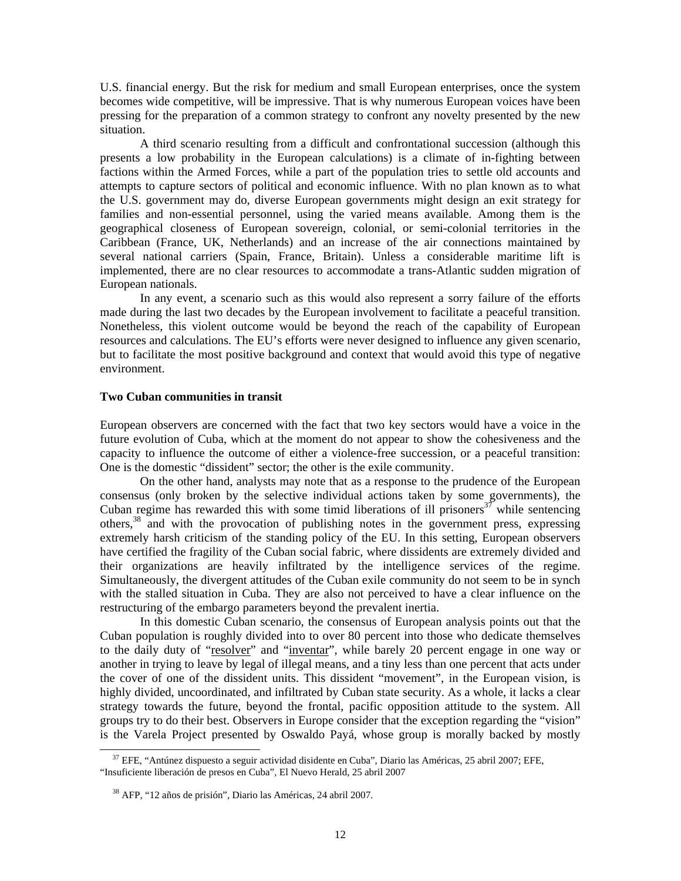U.S. financial energy. But the risk for medium and small European enterprises, once the system becomes wide competitive, will be impressive. That is why numerous European voices have been pressing for the preparation of a common strategy to confront any novelty presented by the new situation.

A third scenario resulting from a difficult and confrontational succession (although this presents a low probability in the European calculations) is a climate of in-fighting between factions within the Armed Forces, while a part of the population tries to settle old accounts and attempts to capture sectors of political and economic influence. With no plan known as to what the U.S. government may do, diverse European governments might design an exit strategy for families and non-essential personnel, using the varied means available. Among them is the geographical closeness of European sovereign, colonial, or semi-colonial territories in the Caribbean (France, UK, Netherlands) and an increase of the air connections maintained by several national carriers (Spain, France, Britain). Unless a considerable maritime lift is implemented, there are no clear resources to accommodate a trans-Atlantic sudden migration of European nationals.

In any event, a scenario such as this would also represent a sorry failure of the efforts made during the last two decades by the European involvement to facilitate a peaceful transition. Nonetheless, this violent outcome would be beyond the reach of the capability of European resources and calculations. The EU's efforts were never designed to influence any given scenario, but to facilitate the most positive background and context that would avoid this type of negative environment.

**Two Cuban communities in transit**

European observers are concerned with the fact that two key sectors would have a voice in the future evolution of Cuba, which at the moment do not appear to show the cohesiveness and the capacity to influence the outcome of either a violence-free succession, or a peaceful transition: One is the domestic "dissident" sector; the other is the exile community.

On the other hand, analysts may note that as a response to the prudence of the European consensus (only broken by the selective individual actions taken by some governments), the Cuban regime has rewarded this with some timid liberations of ill prisoners[37] while sentencing others,[38] and with the provocation of publishing notes in the government press, expressing extremely harsh criticism of the standing policy of the EU. In this setting, European observers have certified the fragility of the Cuban social fabric, where dissidents are extremely divided and their organizations are heavily infiltrated by the intelligence services of the regime. Simultaneously, the divergent attitudes of the Cuban exile community do not seem to be in synch with the stalled situation in Cuba. They are also not perceived to have a clear influence on the restructuring of the embargo parameters beyond the prevalent inertia.

In this domestic Cuban scenario, the consensus of European analysis points out that the Cuban population is roughly divided into to over 80 percent into those who dedicate themselves to the daily duty of "resolver" and "inventar", while barely 20 percent engage in one way or another in trying to leave by legal of illegal means, and a tiny less than one percent that acts under the cover of one of the dissident units. This dissident "movement", in the European vision, is highly divided, uncoordinated, and infiltrated by Cuban state security. As a whole, it lacks a clear strategy towards the future, beyond the frontal, pacific opposition attitude to the system. All groups try to do their best. Observers in Europe consider that the exception regarding the "vision" is the Varela Project presented by Oswaldo Payá, whose group is morally backed by mostly

[37] EFE, "Antúnez dispuesto a seguir actividad disidente en Cuba", Diario las Américas, 25 abril 2007; EFE, "Insuficiente liberación de presos en Cuba", El Nuevo Herald, 25 abril 2007

[38] AFP, "12 años de prisión", Diario las Américas, 24 abril 2007.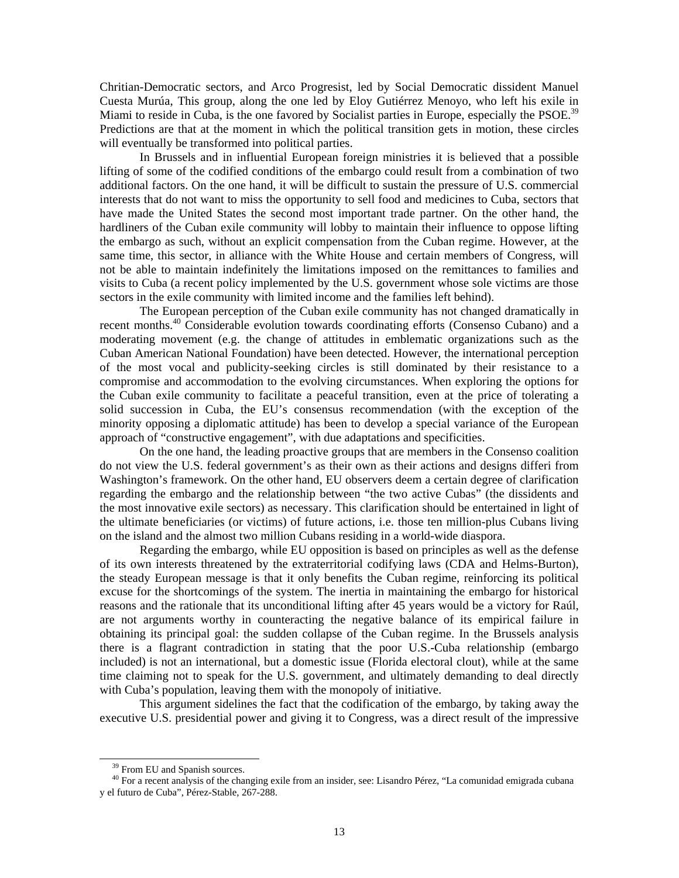Chritian-Democratic sectors, and Arco Progresist, led by Social Democratic dissident Manuel Cuesta Murúa, This group, along the one led by Eloy Gutiérrez Menoyo, who left his exile in Miami to reside in Cuba, is the one favored by Socialist parties in Europe, especially the PSOE.[39] Predictions are that at the moment in which the political transition gets in motion, these circles will eventually be transformed into political parties.

In Brussels and in influential European foreign ministries it is believed that a possible lifting of some of the codified conditions of the embargo could result from a combination of two additional factors. On the one hand, it will be difficult to sustain the pressure of U.S. commercial interests that do not want to miss the opportunity to sell food and medicines to Cuba, sectors that have made the United States the second most important trade partner. On the other hand, the hardliners of the Cuban exile community will lobby to maintain their influence to oppose lifting the embargo as such, without an explicit compensation from the Cuban regime. However, at the same time, this sector, in alliance with the White House and certain members of Congress, will not be able to maintain indefinitely the limitations imposed on the remittances to families and visits to Cuba (a recent policy implemented by the U.S. government whose sole victims are those sectors in the exile community with limited income and the families left behind).

The European perception of the Cuban exile community has not changed dramatically in recent months.[40] Considerable evolution towards coordinating efforts (Consenso Cubano) and a moderating movement (e.g. the change of attitudes in emblematic organizations such as the Cuban American National Foundation) have been detected. However, the international perception of the most vocal and publicity-seeking circles is still dominated by their resistance to a compromise and accommodation to the evolving circumstances. When exploring the options for the Cuban exile community to facilitate a peaceful transition, even at the price of tolerating a solid succession in Cuba, the EU's consensus recommendation (with the exception of the minority opposing a diplomatic attitude) has been to develop a special variance of the European approach of "constructive engagement", with due adaptations and specificities.

On the one hand, the leading proactive groups that are members in the Consenso coalition do not view the U.S. federal government's as their own as their actions and designs differi from Washington's framework. On the other hand, EU observers deem a certain degree of clarification regarding the embargo and the relationship between "the two active Cubas" (the dissidents and the most innovative exile sectors) as necessary. This clarification should be entertained in light of the ultimate beneficiaries (or victims) of future actions, i.e. those ten million-plus Cubans living on the island and the almost two million Cubans residing in a world-wide diaspora.

Regarding the embargo, while EU opposition is based on principles as well as the defense of its own interests threatened by the extraterritorial codifying laws (CDA and Helms-Burton), the steady European message is that it only benefits the Cuban regime, reinforcing its political excuse for the shortcomings of the system. The inertia in maintaining the embargo for historical reasons and the rationale that its unconditional lifting after 45 years would be a victory for Raúl, are not arguments worthy in counteracting the negative balance of its empirical failure in obtaining its principal goal: the sudden collapse of the Cuban regime. In the Brussels analysis there is a flagrant contradiction in stating that the poor U.S.-Cuba relationship (embargo included) is not an international, but a domestic issue (Florida electoral clout), while at the same time claiming not to speak for the U.S. government, and ultimately demanding to deal directly with Cuba's population, leaving them with the monopoly of initiative.

This argument sidelines the fact that the codification of the embargo, by taking away the executive U.S. presidential power and giving it to Congress, was a direct result of the impressive

---

[39] From EU and Spanish sources.

[40] For a recent analysis of the changing exile from an insider, see: Lisandro Pérez, "La comunidad emigrada cubana y el futuro de Cuba", Pérez-Stable, 267-288.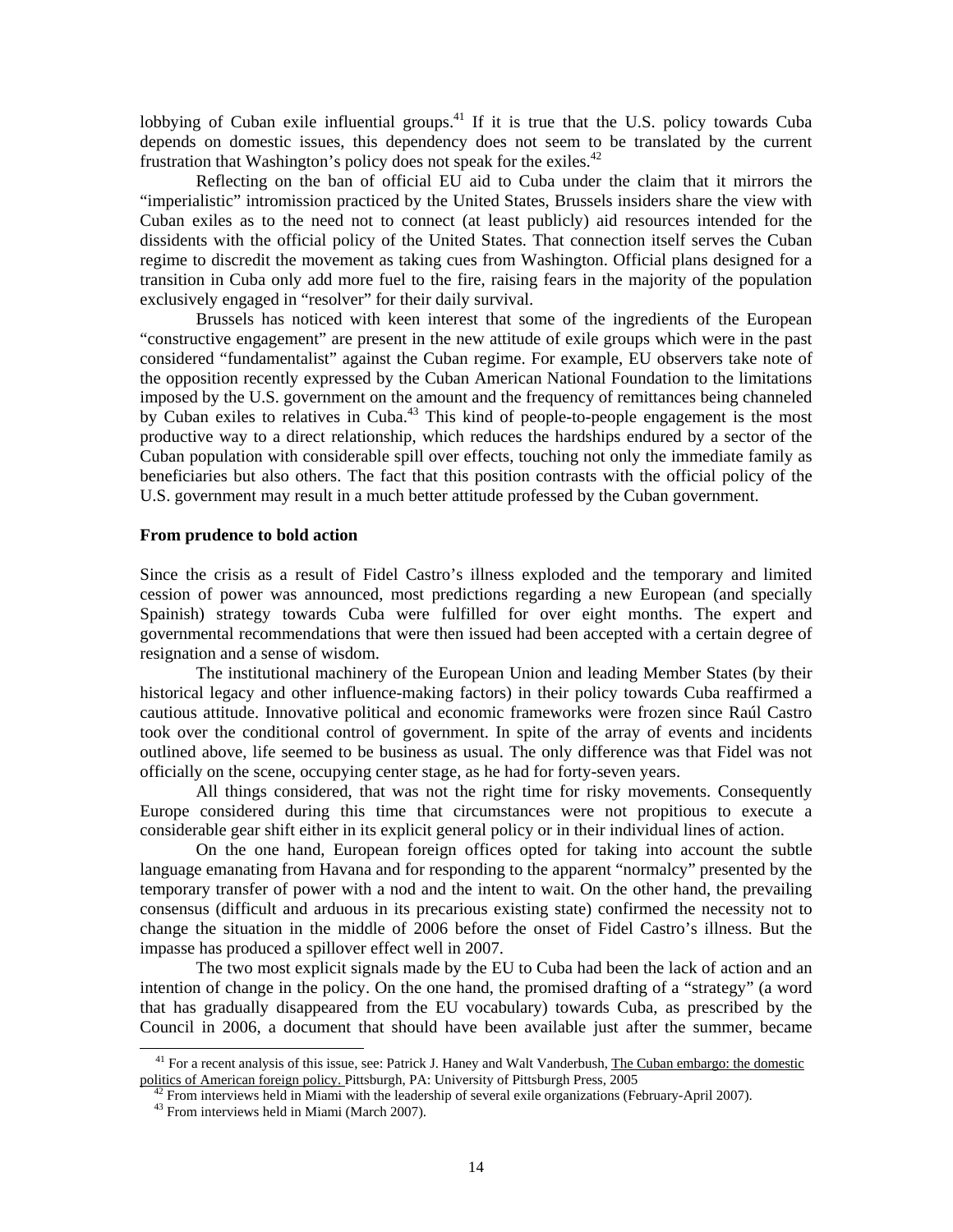lobbying of Cuban exile influential groups.[41] If it is true that the U.S. policy towards Cuba depends on domestic issues, this dependency does not seem to be translated by the current frustration that Washington's policy does not speak for the exiles.[42]

Reflecting on the ban of official EU aid to Cuba under the claim that it mirrors the "imperialistic" intromission practiced by the United States, Brussels insiders share the view with Cuban exiles as to the need not to connect (at least publicly) aid resources intended for the dissidents with the official policy of the United States. That connection itself serves the Cuban regime to discredit the movement as taking cues from Washington. Official plans designed for a transition in Cuba only add more fuel to the fire, raising fears in the majority of the population exclusively engaged in "resolver" for their daily survival.

Brussels has noticed with keen interest that some of the ingredients of the European "constructive engagement" are present in the new attitude of exile groups which were in the past considered "fundamentalist" against the Cuban regime. For example, EU observers take note of the opposition recently expressed by the Cuban American National Foundation to the limitations imposed by the U.S. government on the amount and the frequency of remittances being channeled by Cuban exiles to relatives in Cuba.[43] This kind of people-to-people engagement is the most productive way to a direct relationship, which reduces the hardships endured by a sector of the Cuban population with considerable spill over effects, touching not only the immediate family as beneficiaries but also others. The fact that this position contrasts with the official policy of the U.S. government may result in a much better attitude professed by the Cuban government.

**From prudence to bold action**

Since the crisis as a result of Fidel Castro's illness exploded and the temporary and limited cession of power was announced, most predictions regarding a new European (and specially Spainish) strategy towards Cuba were fulfilled for over eight months. The expert and governmental recommendations that were then issued had been accepted with a certain degree of resignation and a sense of wisdom.

The institutional machinery of the European Union and leading Member States (by their historical legacy and other influence-making factors) in their policy towards Cuba reaffirmed a cautious attitude. Innovative political and economic frameworks were frozen since Raúl Castro took over the conditional control of government. In spite of the array of events and incidents outlined above, life seemed to be business as usual. The only difference was that Fidel was not officially on the scene, occupying center stage, as he had for forty-seven years.

All things considered, that was not the right time for risky movements. Consequently Europe considered during this time that circumstances were not propitious to execute a considerable gear shift either in its explicit general policy or in their individual lines of action.

On the one hand, European foreign offices opted for taking into account the subtle language emanating from Havana and for responding to the apparent "normalcy" presented by the temporary transfer of power with a nod and the intent to wait. On the other hand, the prevailing consensus (difficult and arduous in its precarious existing state) confirmed the necessity not to change the situation in the middle of 2006 before the onset of Fidel Castro's illness. But the impasse has produced a spillover effect well in 2007.

The two most explicit signals made by the EU to Cuba had been the lack of action and an intention of change in the policy. On the one hand, the promised drafting of a "strategy" (a word that has gradually disappeared from the EU vocabulary) towards Cuba, as prescribed by the Council in 2006, a document that should have been available just after the summer, became

[41] For a recent analysis of this issue, see: Patrick J. Haney and Walt Vanderbush, The Cuban embargo: the domestic politics of American foreign policy. Pittsburgh, PA: University of Pittsburgh Press, 2005

[42] From interviews held in Miami with the leadership of several exile organizations (February-April 2007).

[43] From interviews held in Miami (March 2007).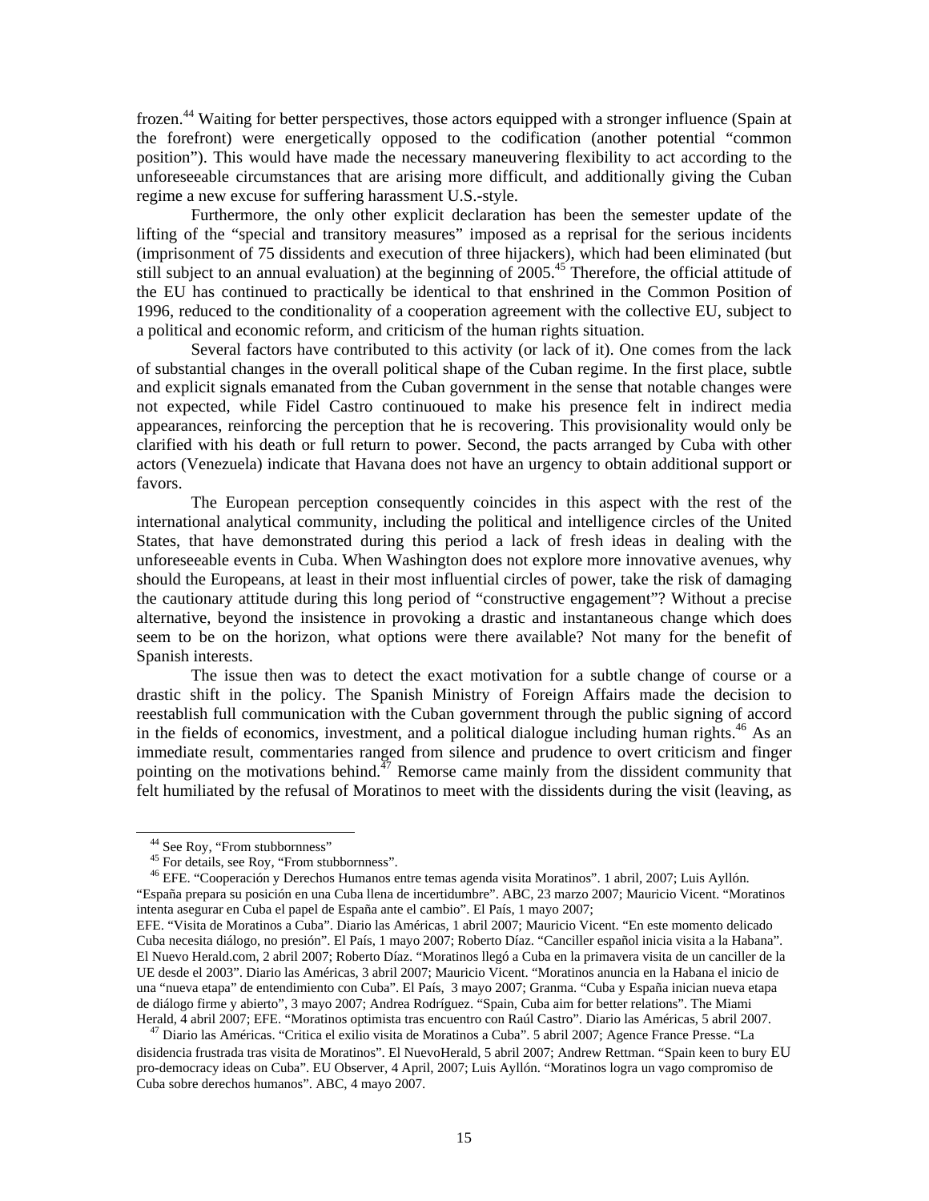frozen.[44] Waiting for better perspectives, those actors equipped with a stronger influence (Spain at the forefront) were energetically opposed to the codification (another potential "common position"). This would have made the necessary maneuvering flexibility to act according to the unforeseeable circumstances that are arising more difficult, and additionally giving the Cuban regime a new excuse for suffering harassment U.S.-style.

Furthermore, the only other explicit declaration has been the semester update of the lifting of the "special and transitory measures" imposed as a reprisal for the serious incidents (imprisonment of 75 dissidents and execution of three hijackers), which had been eliminated (but still subject to an annual evaluation) at the beginning of 2005.[45] Therefore, the official attitude of the EU has continued to practically be identical to that enshrined in the Common Position of 1996, reduced to the conditionality of a cooperation agreement with the collective EU, subject to a political and economic reform, and criticism of the human rights situation.

Several factors have contributed to this activity (or lack of it). One comes from the lack of substantial changes in the overall political shape of the Cuban regime. In the first place, subtle and explicit signals emanated from the Cuban government in the sense that notable changes were not expected, while Fidel Castro continuoued to make his presence felt in indirect media appearances, reinforcing the perception that he is recovering. This provisionality would only be clarified with his death or full return to power. Second, the pacts arranged by Cuba with other actors (Venezuela) indicate that Havana does not have an urgency to obtain additional support or favors.

The European perception consequently coincides in this aspect with the rest of the international analytical community, including the political and intelligence circles of the United States, that have demonstrated during this period a lack of fresh ideas in dealing with the unforeseeable events in Cuba. When Washington does not explore more innovative avenues, why should the Europeans, at least in their most influential circles of power, take the risk of damaging the cautionary attitude during this long period of "constructive engagement"? Without a precise alternative, beyond the insistence in provoking a drastic and instantaneous change which does seem to be on the horizon, what options were there available? Not many for the benefit of Spanish interests.

The issue then was to detect the exact motivation for a subtle change of course or a drastic shift in the policy. The Spanish Ministry of Foreign Affairs made the decision to reestablish full communication with the Cuban government through the public signing of accord in the fields of economics, investment, and a political dialogue including human rights.[46] As an immediate result, commentaries ranged from silence and prudence to overt criticism and finger pointing on the motivations behind.[47] Remorse came mainly from the dissident community that felt humiliated by the refusal of Moratinos to meet with the dissidents during the visit (leaving, as

---

[44] See Roy, "From stubbornness"

[45] For details, see Roy, "From stubbornness".

[46] EFE. "Cooperación y Derechos Humanos entre temas agenda visita Moratinos". 1 abril, 2007; Luis Ayllón. "España prepara su posición en una Cuba llena de incertidumbre". ABC, 23 marzo 2007; Mauricio Vicent. "Moratinos intenta asegurar en Cuba el papel de España ante el cambio". El País, 1 mayo 2007; EFE. "Visita de Moratinos a Cuba". Diario las Américas, 1 abril 2007; Mauricio Vicent. "En este momento delicado Cuba necesita diálogo, no presión". El País, 1 mayo 2007; Roberto Díaz. "Canciller español inicia visita a la Habana". El Nuevo Herald.com, 2 abril 2007; Roberto Díaz. "Moratinos llegó a Cuba en la primavera visita de un canciller de la UE desde el 2003". Diario las Américas, 3 abril 2007; Mauricio Vicent. "Moratinos anuncia en la Habana el inicio de una "nueva etapa" de entendimiento con Cuba". El País, 3 mayo 2007; Granma. "Cuba y España inician nueva etapa de diálogo firme y abierto", 3 mayo 2007; Andrea Rodríguez. "Spain, Cuba aim for better relations". The Miami Herald, 4 abril 2007; EFE. "Moratinos optimista tras encuentro con Raúl Castro". Diario las Américas, 5 abril 2007.

[47] Diario las Américas. "Critica el exilio visita de Moratinos a Cuba". 5 abril 2007; Agence France Presse. "La disidencia frustrada tras visita de Moratinos". El NuevoHerald, 5 abril 2007; Andrew Rettman. "Spain keen to bury EU pro-democracy ideas on Cuba". EU Observer, 4 April, 2007; Luis Ayllón. "Moratinos logra un vago compromiso de Cuba sobre derechos humanos". ABC, 4 mayo 2007.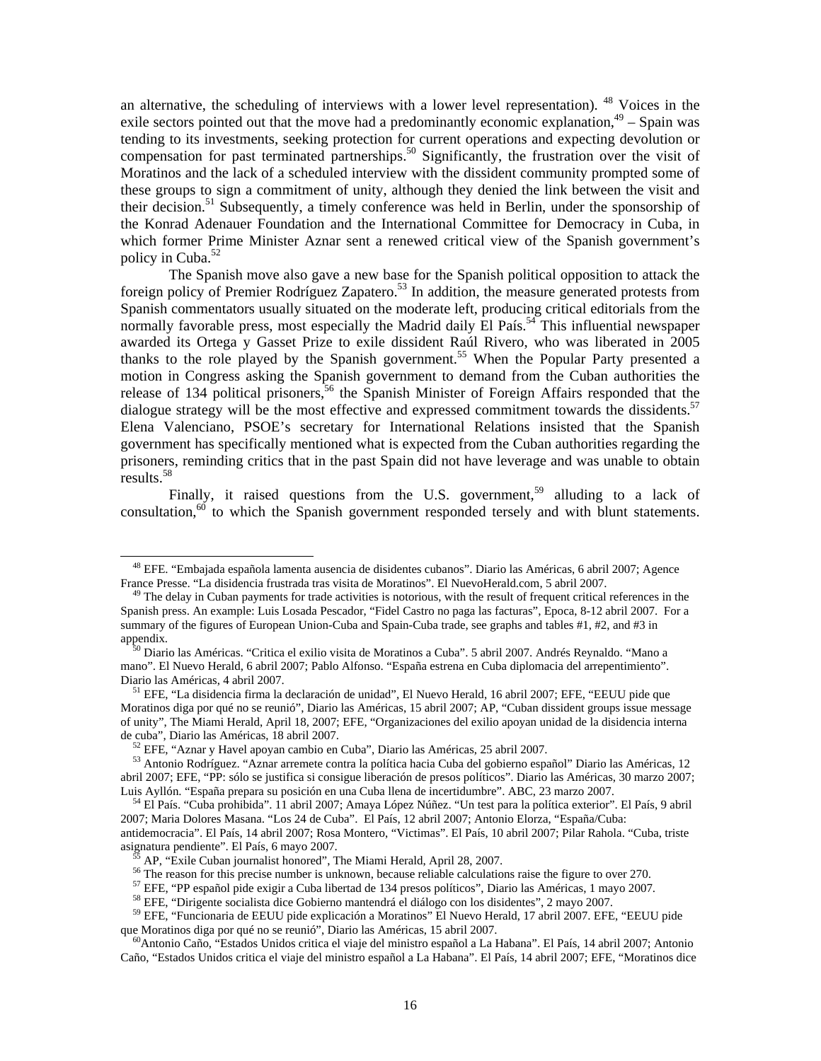an alternative, the scheduling of interviews with a lower level representation). [48] Voices in the exile sectors pointed out that the move had a predominantly economic explanation,[49] – Spain was tending to its investments, seeking protection for current operations and expecting devolution or compensation for past terminated partnerships.[50] Significantly, the frustration over the visit of Moratinos and the lack of a scheduled interview with the dissident community prompted some of these groups to sign a commitment of unity, although they denied the link between the visit and their decision.[51] Subsequently, a timely conference was held in Berlin, under the sponsorship of the Konrad Adenauer Foundation and the International Committee for Democracy in Cuba, in which former Prime Minister Aznar sent a renewed critical view of the Spanish government's policy in Cuba.[52]

The Spanish move also gave a new base for the Spanish political opposition to attack the foreign policy of Premier Rodríguez Zapatero.[53] In addition, the measure generated protests from Spanish commentators usually situated on the moderate left, producing critical editorials from the normally favorable press, most especially the Madrid daily El País.[54] This influential newspaper awarded its Ortega y Gasset Prize to exile dissident Raúl Rivero, who was liberated in 2005 thanks to the role played by the Spanish government.[55] When the Popular Party presented a motion in Congress asking the Spanish government to demand from the Cuban authorities the release of 134 political prisoners,[56] the Spanish Minister of Foreign Affairs responded that the dialogue strategy will be the most effective and expressed commitment towards the dissidents.[57] Elena Valenciano, PSOE's secretary for International Relations insisted that the Spanish government has specifically mentioned what is expected from the Cuban authorities regarding the prisoners, reminding critics that in the past Spain did not have leverage and was unable to obtain results.[58]

Finally, it raised questions from the U.S. government,[59] alluding to a lack of consultation,[60] to which the Spanish government responded tersely and with blunt statements.

---

[48] EFE. "Embajada española lamenta ausencia de disidentes cubanos". Diario las Américas, 6 abril 2007; Agence France Presse. "La disidencia frustrada tras visita de Moratinos". El NuevoHerald.com, 5 abril 2007.

[49] The delay in Cuban payments for trade activities is notorious, with the result of frequent critical references in the Spanish press. An example: Luis Losada Pescador, "Fidel Castro no paga las facturas", Epoca, 8-12 abril 2007. For a summary of the figures of European Union-Cuba and Spain-Cuba trade, see graphs and tables #1, #2, and #3 in appendix.

[50] Diario las Américas. "Critica el exilio visita de Moratinos a Cuba". 5 abril 2007. Andrés Reynaldo. "Mano a mano". El Nuevo Herald, 6 abril 2007; Pablo Alfonso. "España estrena en Cuba diplomacia del arrepentimiento". Diario las Américas, 4 abril 2007.

[51] EFE, "La disidencia firma la declaración de unidad", El Nuevo Herald, 16 abril 2007; EFE, "EEUU pide que Moratinos diga por qué no se reunió", Diario las Américas, 15 abril 2007; AP, "Cuban dissident groups issue message of unity", The Miami Herald, April 18, 2007; EFE, "Organizaciones del exilio apoyan unidad de la disidencia interna de cuba", Diario las Américas, 18 abril 2007.

[52] EFE, "Aznar y Havel apoyan cambio en Cuba", Diario las Américas, 25 abril 2007.

[53] Antonio Rodríguez. "Aznar arremete contra la política hacia Cuba del gobierno español" Diario las Américas, 12 abril 2007; EFE, "PP: sólo se justifica si consigue liberación de presos políticos". Diario las Américas, 30 marzo 2007; Luis Ayllón. "España prepara su posición en una Cuba llena de incertidumbre". ABC, 23 marzo 2007.

[54] El País. "Cuba prohibida". 11 abril 2007; Amaya López Núñez. "Un test para la política exterior". El País, 9 abril 2007; Maria Dolores Masana. "Los 24 de Cuba". El País, 12 abril 2007; Antonio Elorza, "España/Cuba: antidemocracia". El País, 14 abril 2007; Rosa Montero, "Victimas". El País, 10 abril 2007; Pilar Rahola. "Cuba, triste asignatura pendiente". El País, 6 mayo 2007.

[55] AP, "Exile Cuban journalist honored", The Miami Herald, April 28, 2007.

[56] The reason for this precise number is unknown, because reliable calculations raise the figure to over 270.

[57] EFE, "PP español pide exigir a Cuba libertad de 134 presos políticos", Diario las Américas, 1 mayo 2007.

[58] EFE, "Dirigente socialista dice Gobierno mantendrá el diálogo con los disidentes", 2 mayo 2007.

[59] EFE, "Funcionaria de EEUU pide explicación a Moratinos" El Nuevo Herald, 17 abril 2007. EFE, "EEUU pide que Moratinos diga por qué no se reunió", Diario las Américas, 15 abril 2007.

[60] Antonio Caño, "Estados Unidos critica el viaje del ministro español a La Habana". El País, 14 abril 2007; Antonio Caño, "Estados Unidos critica el viaje del ministro español a La Habana". El País, 14 abril 2007; EFE, "Moratinos dice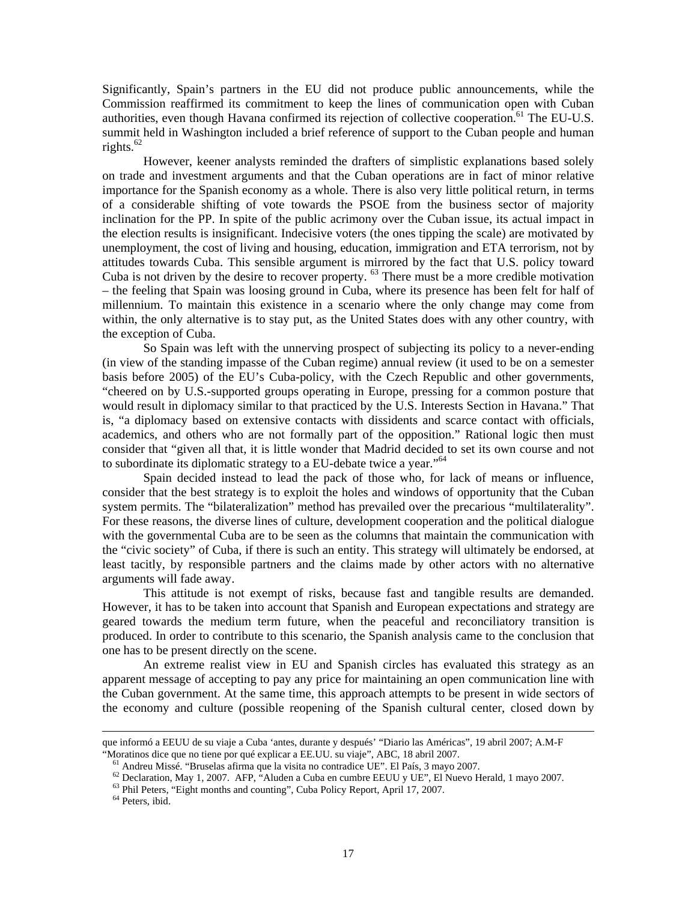Significantly, Spain's partners in the EU did not produce public announcements, while the Commission reaffirmed its commitment to keep the lines of communication open with Cuban authorities, even though Havana confirmed its rejection of collective cooperation.[61] The EU-U.S. summit held in Washington included a brief reference of support to the Cuban people and human rights.[62]

However, keener analysts reminded the drafters of simplistic explanations based solely on trade and investment arguments and that the Cuban operations are in fact of minor relative importance for the Spanish economy as a whole. There is also very little political return, in terms of a considerable shifting of vote towards the PSOE from the business sector of majority inclination for the PP. In spite of the public acrimony over the Cuban issue, its actual impact in the election results is insignificant. Indecisive voters (the ones tipping the scale) are motivated by unemployment, the cost of living and housing, education, immigration and ETA terrorism, not by attitudes towards Cuba. This sensible argument is mirrored by the fact that U.S. policy toward Cuba is not driven by the desire to recover property.[63] There must be a more credible motivation – the feeling that Spain was loosing ground in Cuba, where its presence has been felt for half of millennium. To maintain this existence in a scenario where the only change may come from within, the only alternative is to stay put, as the United States does with any other country, with the exception of Cuba.

So Spain was left with the unnerving prospect of subjecting its policy to a never-ending (in view of the standing impasse of the Cuban regime) annual review (it used to be on a semester basis before 2005) of the EU's Cuba-policy, with the Czech Republic and other governments, "cheered on by U.S.-supported groups operating in Europe, pressing for a common posture that would result in diplomacy similar to that practiced by the U.S. Interests Section in Havana." That is, "a diplomacy based on extensive contacts with dissidents and scarce contact with officials, academics, and others who are not formally part of the opposition." Rational logic then must consider that "given all that, it is little wonder that Madrid decided to set its own course and not to subordinate its diplomatic strategy to a EU-debate twice a year."[64]

Spain decided instead to lead the pack of those who, for lack of means or influence, consider that the best strategy is to exploit the holes and windows of opportunity that the Cuban system permits. The "bilateralization" method has prevailed over the precarious "multilaterality". For these reasons, the diverse lines of culture, development cooperation and the political dialogue with the governmental Cuba are to be seen as the columns that maintain the communication with the "civic society" of Cuba, if there is such an entity. This strategy will ultimately be endorsed, at least tacitly, by responsible partners and the claims made by other actors with no alternative arguments will fade away.

This attitude is not exempt of risks, because fast and tangible results are demanded. However, it has to be taken into account that Spanish and European expectations and strategy are geared towards the medium term future, when the peaceful and reconciliatory transition is produced. In order to contribute to this scenario, the Spanish analysis came to the conclusion that one has to be present directly on the scene.

An extreme realist view in EU and Spanish circles has evaluated this strategy as an apparent message of accepting to pay any price for maintaining an open communication line with the Cuban government. At the same time, this approach attempts to be present in wide sectors of the economy and culture (possible reopening of the Spanish cultural center, closed down by

---

que informó a EEUU de su viaje a Cuba 'antes, durante y después' "Diario las Américas", 19 abril 2007; A.M-F "Moratinos dice que no tiene por qué explicar a EE.UU. su viaje", ABC, 18 abril 2007.

[61] Andreu Missé. "Bruselas afirma que la visita no contradice UE". El País, 3 mayo 2007.

[62] Declaration, May 1, 2007. AFP, "Aluden a Cuba en cumbre EEUU y UE", El Nuevo Herald, 1 mayo 2007.

[63] Phil Peters, "Eight months and counting", Cuba Policy Report, April 17, 2007.

[64] Peters, ibid.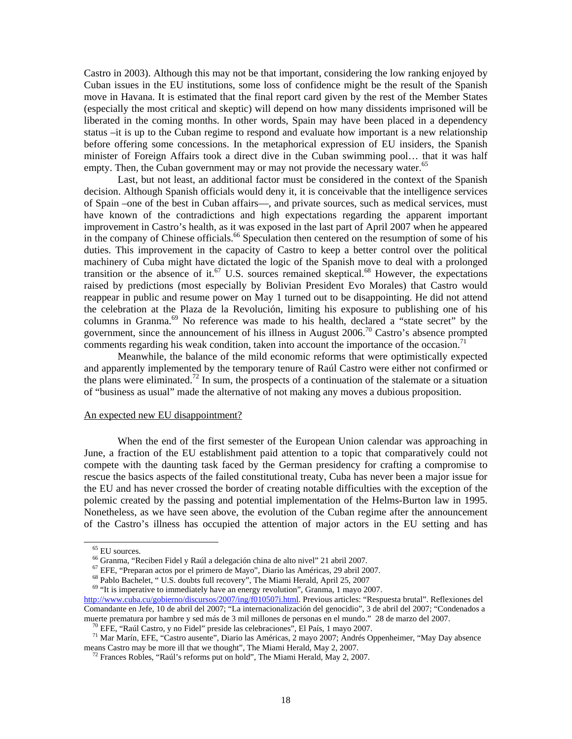Castro in 2003). Although this may not be that important, considering the low ranking enjoyed by Cuban issues in the EU institutions, some loss of confidence might be the result of the Spanish move in Havana. It is estimated that the final report card given by the rest of the Member States (especially the most critical and skeptic) will depend on how many dissidents imprisoned will be liberated in the coming months. In other words, Spain may have been placed in a dependency status –it is up to the Cuban regime to respond and evaluate how important is a new relationship before offering some concessions. In the metaphorical expression of EU insiders, the Spanish minister of Foreign Affairs took a direct dive in the Cuban swimming pool… that it was half empty. Then, the Cuban government may or may not provide the necessary water.[65]

Last, but not least, an additional factor must be considered in the context of the Spanish decision. Although Spanish officials would deny it, it is conceivable that the intelligence services of Spain –one of the best in Cuban affairs—, and private sources, such as medical services, must have known of the contradictions and high expectations regarding the apparent important improvement in Castro's health, as it was exposed in the last part of April 2007 when he appeared in the company of Chinese officials.[66] Speculation then centered on the resumption of some of his duties. This improvement in the capacity of Castro to keep a better control over the political machinery of Cuba might have dictated the logic of the Spanish move to deal with a prolonged transition or the absence of it.[67] U.S. sources remained skeptical.[68] However, the expectations raised by predictions (most especially by Bolivian President Evo Morales) that Castro would reappear in public and resume power on May 1 turned out to be disappointing. He did not attend the celebration at the Plaza de la Revolución, limiting his exposure to publishing one of his columns in Granma.[69] No reference was made to his health, declared a "state secret" by the government, since the announcement of his illness in August 2006.[70] Castro's absence prompted comments regarding his weak condition, taken into account the importance of the occasion.[71]

Meanwhile, the balance of the mild economic reforms that were optimistically expected and apparently implemented by the temporary tenure of Raúl Castro were either not confirmed or the plans were eliminated.[72] In sum, the prospects of a continuation of the stalemate or a situation of "business as usual" made the alternative of not making any moves a dubious proposition.

## An expected new EU disappointment?

When the end of the first semester of the European Union calendar was approaching in June, a fraction of the EU establishment paid attention to a topic that comparatively could not compete with the daunting task faced by the German presidency for crafting a compromise to rescue the basics aspects of the failed constitutional treaty, Cuba has never been a major issue for the EU and has never crossed the border of creating notable difficulties with the exception of the polemic created by the passing and potential implementation of the Helms-Burton law in 1995. Nonetheless, as we have seen above, the evolution of the Cuban regime after the announcement of the Castro's illness has occupied the attention of major actors in the EU setting and has

---

[65] EU sources.

[66] Granma, "Reciben Fidel y Raúl a delegación china de alto nivel" 21 abril 2007.

[67] EFE, "Preparan actos por el primero de Mayo", Diario las Américas, 29 abril 2007.

[68] Pablo Bachelet, " U.S. doubts full recovery", The Miami Herald, April 25, 2007

[69] "It is imperative to immediately have an energy revolution", Granma, 1 mayo 2007. http://www.cuba.cu/gobierno/discursos/2007/ing/f010507i.html. Previous articles: "Respuesta brutal". Reflexiones del Comandante en Jefe, 10 de abril del 2007; "La internacionalización del genocidio", 3 de abril del 2007; "Condenados a muerte prematura por hambre y sed más de 3 mil millones de personas en el mundo." 28 de marzo del 2007.

[70] EFE, "Raúl Castro, y no Fidel" preside las celebraciones", El País, 1 mayo 2007.

[71] Mar Marín, EFE, "Castro ausente", Diario las Américas, 2 mayo 2007; Andrés Oppenheimer, "May Day absence means Castro may be more ill that we thought", The Miami Herald, May 2, 2007.

[72] Frances Robles, "Raúl's reforms put on hold", The Miami Herald, May 2, 2007.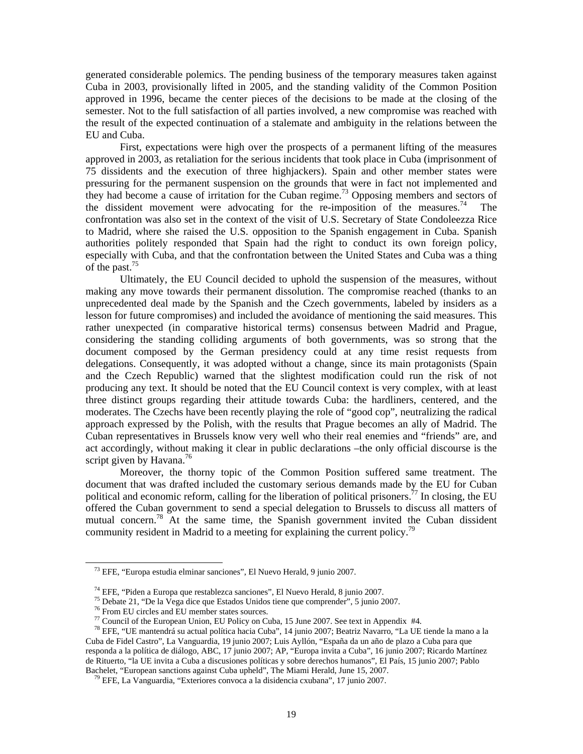generated considerable polemics. The pending business of the temporary measures taken against Cuba in 2003, provisionally lifted in 2005, and the standing validity of the Common Position approved in 1996, became the center pieces of the decisions to be made at the closing of the semester. Not to the full satisfaction of all parties involved, a new compromise was reached with the result of the expected continuation of a stalemate and ambiguity in the relations between the EU and Cuba.

First, expectations were high over the prospects of a permanent lifting of the measures approved in 2003, as retaliation for the serious incidents that took place in Cuba (imprisonment of 75 dissidents and the execution of three highjackers). Spain and other member states were pressuring for the permanent suspension on the grounds that were in fact not implemented and they had become a cause of irritation for the Cuban regime.[73] Opposing members and sectors of the dissident movement were advocating for the re-imposition of the measures.[74] The confrontation was also set in the context of the visit of U.S. Secretary of State Condoleezza Rice to Madrid, where she raised the U.S. opposition to the Spanish engagement in Cuba. Spanish authorities politely responded that Spain had the right to conduct its own foreign policy, especially with Cuba, and that the confrontation between the United States and Cuba was a thing of the past.[75]

Ultimately, the EU Council decided to uphold the suspension of the measures, without making any move towards their permanent dissolution. The compromise reached (thanks to an unprecedented deal made by the Spanish and the Czech governments, labeled by insiders as a lesson for future compromises) and included the avoidance of mentioning the said measures. This rather unexpected (in comparative historical terms) consensus between Madrid and Prague, considering the standing colliding arguments of both governments, was so strong that the document composed by the German presidency could at any time resist requests from delegations. Consequently, it was adopted without a change, since its main protagonists (Spain and the Czech Republic) warned that the slightest modification could run the risk of not producing any text. It should be noted that the EU Council context is very complex, with at least three distinct groups regarding their attitude towards Cuba: the hardliners, centered, and the moderates. The Czechs have been recently playing the role of "good cop", neutralizing the radical approach expressed by the Polish, with the results that Prague becomes an ally of Madrid. The Cuban representatives in Brussels know very well who their real enemies and "friends" are, and act accordingly, without making it clear in public declarations –the only official discourse is the script given by Havana.[76]

Moreover, the thorny topic of the Common Position suffered same treatment. The document that was drafted included the customary serious demands made by the EU for Cuban political and economic reform, calling for the liberation of political prisoners.[77] In closing, the EU offered the Cuban government to send a special delegation to Brussels to discuss all matters of mutual concern.[78] At the same time, the Spanish government invited the Cuban dissident community resident in Madrid to a meeting for explaining the current policy.[79]

---

[73] EFE, "Europa estudia elminar sanciones", El Nuevo Herald, 9 junio 2007.

[74] EFE, "Piden a Europa que restablezca sanciones", El Nuevo Herald, 8 junio 2007.

[75] Debate 21, "De la Vega dice que Estados Unidos tiene que comprender", 5 junio 2007.

[76] From EU circles and EU member states sources.

[77] Council of the European Union, EU Policy on Cuba, 15 June 2007. See text in Appendix #4.

[78] EFE, "UE mantendrá su actual política hacia Cuba", 14 junio 2007; Beatriz Navarro, "La UE tiende la mano a la Cuba de Fidel Castro", La Vanguardia, 19 junio 2007; Luis Ayllón, "España da un año de plazo a Cuba para que responda a la política de diálogo, ABC, 17 junio 2007; AP, "Europa invita a Cuba", 16 junio 2007; Ricardo Martínez de Rituerto, "la UE invita a Cuba a discusiones políticas y sobre derechos humanos", El País, 15 junio 2007; Pablo Bachelet, "European sanctions against Cuba upheld", The Miami Herald, June 15, 2007.

[79] EFE, La Vanguardia, "Exteriores convoca a la disidencia cxubana", 17 junio 2007.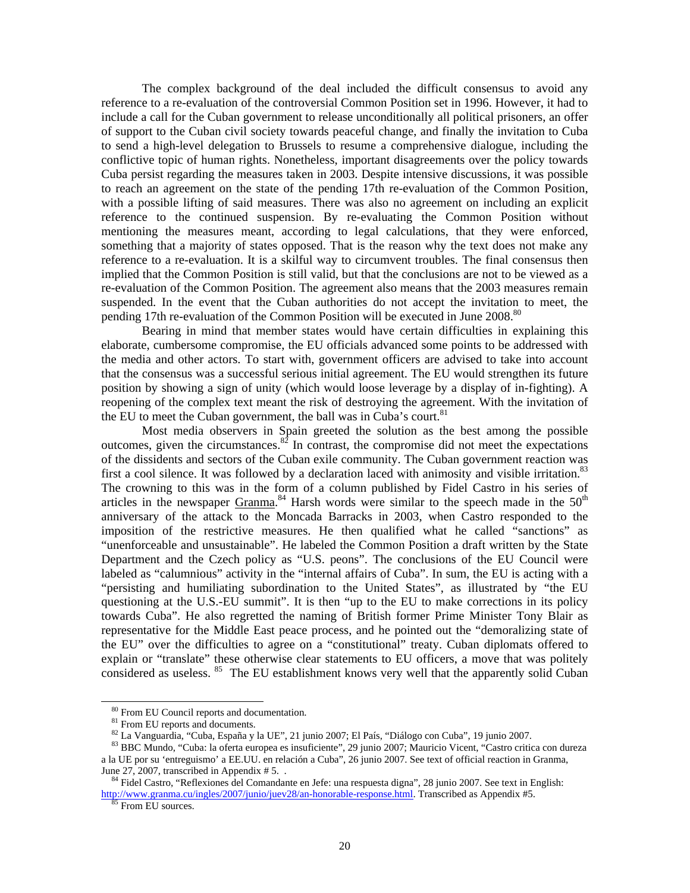The complex background of the deal included the difficult consensus to avoid any reference to a re-evaluation of the controversial Common Position set in 1996. However, it had to include a call for the Cuban government to release unconditionally all political prisoners, an offer of support to the Cuban civil society towards peaceful change, and finally the invitation to Cuba to send a high-level delegation to Brussels to resume a comprehensive dialogue, including the conflictive topic of human rights. Nonetheless, important disagreements over the policy towards Cuba persist regarding the measures taken in 2003. Despite intensive discussions, it was possible to reach an agreement on the state of the pending 17th re-evaluation of the Common Position, with a possible lifting of said measures. There was also no agreement on including an explicit reference to the continued suspension. By re-evaluating the Common Position without mentioning the measures meant, according to legal calculations, that they were enforced, something that a majority of states opposed. That is the reason why the text does not make any reference to a re-evaluation. It is a skilful way to circumvent troubles. The final consensus then implied that the Common Position is still valid, but that the conclusions are not to be viewed as a re-evaluation of the Common Position. The agreement also means that the 2003 measures remain suspended. In the event that the Cuban authorities do not accept the invitation to meet, the pending 17th re-evaluation of the Common Position will be executed in June 2008.[80]

Bearing in mind that member states would have certain difficulties in explaining this elaborate, cumbersome compromise, the EU officials advanced some points to be addressed with the media and other actors. To start with, government officers are advised to take into account that the consensus was a successful serious initial agreement. The EU would strengthen its future position by showing a sign of unity (which would loose leverage by a display of in-fighting). A reopening of the complex text meant the risk of destroying the agreement. With the invitation of the EU to meet the Cuban government, the ball was in Cuba's court.[81]

Most media observers in Spain greeted the solution as the best among the possible outcomes, given the circumstances.[82] In contrast, the compromise did not meet the expectations of the dissidents and sectors of the Cuban exile community. The Cuban government reaction was first a cool silence. It was followed by a declaration laced with animosity and visible irritation.[83] The crowning to this was in the form of a column published by Fidel Castro in his series of articles in the newspaper Granma.[84] Harsh words were similar to the speech made in the 50th anniversary of the attack to the Moncada Barracks in 2003, when Castro responded to the imposition of the restrictive measures. He then qualified what he called "sanctions" as "unenforceable and unsustainable". He labeled the Common Position a draft written by the State Department and the Czech policy as "U.S. peons". The conclusions of the EU Council were labeled as "calumnious" activity in the "internal affairs of Cuba". In sum, the EU is acting with a "persisting and humiliating subordination to the United States", as illustrated by "the EU questioning at the U.S.-EU summit". It is then "up to the EU to make corrections in its policy towards Cuba". He also regretted the naming of British former Prime Minister Tony Blair as representative for the Middle East peace process, and he pointed out the "demoralizing state of the EU" over the difficulties to agree on a "constitutional" treaty. Cuban diplomats offered to explain or "translate" these otherwise clear statements to EU officers, a move that was politely considered as useless.[85] The EU establishment knows very well that the apparently solid Cuban

---

[80] From EU Council reports and documentation.

[81] From EU reports and documents.

[82] La Vanguardia, "Cuba, España y la UE", 21 junio 2007; El País, "Diálogo con Cuba", 19 junio 2007.

[83] BBC Mundo, "Cuba: la oferta europea es insuficiente", 29 junio 2007; Mauricio Vicent, "Castro critica con dureza a la UE por su 'entreguismo' a EE.UU. en relación a Cuba", 26 junio 2007. See text of official reaction in Granma, June 27, 2007, transcribed in Appendix # 5. .

[84] Fidel Castro, "Reflexiones del Comandante en Jefe: una respuesta digna", 28 junio 2007. See text in English: http://www.granma.cu/ingles/2007/junio/juev28/an-honorable-response.html. Transcribed as Appendix #5.

[85] From EU sources.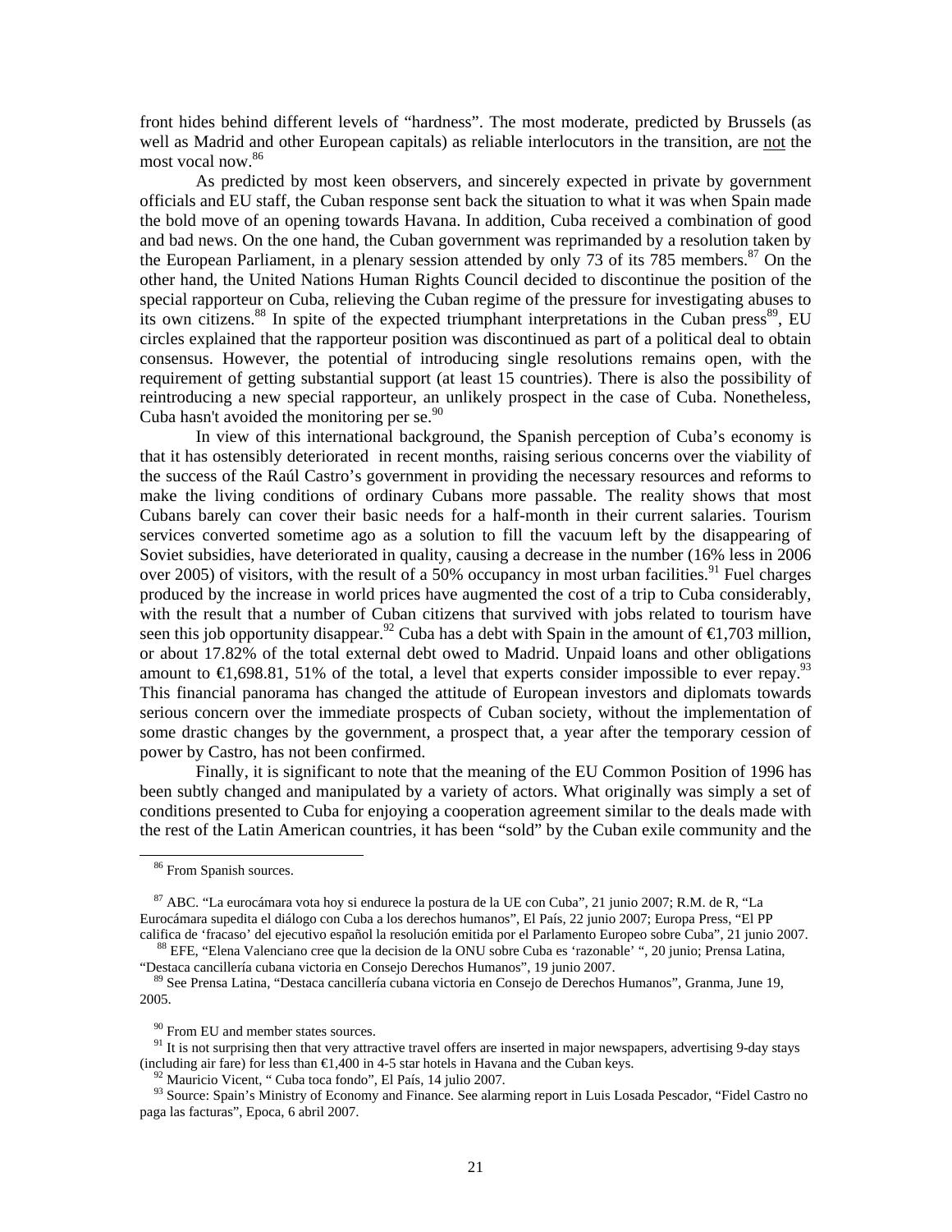front hides behind different levels of "hardness". The most moderate, predicted by Brussels (as well as Madrid and other European capitals) as reliable interlocutors in the transition, are not the most vocal now.[86]

As predicted by most keen observers, and sincerely expected in private by government officials and EU staff, the Cuban response sent back the situation to what it was when Spain made the bold move of an opening towards Havana. In addition, Cuba received a combination of good and bad news. On the one hand, the Cuban government was reprimanded by a resolution taken by the European Parliament, in a plenary session attended by only 73 of its 785 members.[87] On the other hand, the United Nations Human Rights Council decided to discontinue the position of the special rapporteur on Cuba, relieving the Cuban regime of the pressure for investigating abuses to its own citizens.[88] In spite of the expected triumphant interpretations in the Cuban press[89], EU circles explained that the rapporteur position was discontinued as part of a political deal to obtain consensus. However, the potential of introducing single resolutions remains open, with the requirement of getting substantial support (at least 15 countries). There is also the possibility of reintroducing a new special rapporteur, an unlikely prospect in the case of Cuba. Nonetheless, Cuba hasn't avoided the monitoring per se.[90]

In view of this international background, the Spanish perception of Cuba's economy is that it has ostensibly deteriorated in recent months, raising serious concerns over the viability of the success of the Raúl Castro's government in providing the necessary resources and reforms to make the living conditions of ordinary Cubans more passable. The reality shows that most Cubans barely can cover their basic needs for a half-month in their current salaries. Tourism services converted sometime ago as a solution to fill the vacuum left by the disappearing of Soviet subsidies, have deteriorated in quality, causing a decrease in the number (16% less in 2006 over 2005) of visitors, with the result of a 50% occupancy in most urban facilities.[91] Fuel charges produced by the increase in world prices have augmented the cost of a trip to Cuba considerably, with the result that a number of Cuban citizens that survived with jobs related to tourism have seen this job opportunity disappear.[92] Cuba has a debt with Spain in the amount of €1,703 million, or about 17.82% of the total external debt owed to Madrid. Unpaid loans and other obligations amount to €1,698.81, 51% of the total, a level that experts consider impossible to ever repay.[93] This financial panorama has changed the attitude of European investors and diplomats towards serious concern over the immediate prospects of Cuban society, without the implementation of some drastic changes by the government, a prospect that, a year after the temporary cession of power by Castro, has not been confirmed.

Finally, it is significant to note that the meaning of the EU Common Position of 1996 has been subtly changed and manipulated by a variety of actors. What originally was simply a set of conditions presented to Cuba for enjoying a cooperation agreement similar to the deals made with the rest of the Latin American countries, it has been "sold" by the Cuban exile community and the

---

[86] From Spanish sources.

[87] ABC. "La eurocámara vota hoy si endurece la postura de la UE con Cuba", 21 junio 2007; R.M. de R, "La Eurocámara supedita el diálogo con Cuba a los derechos humanos", El País, 22 junio 2007; Europa Press, "El PP califica de 'fracaso' del ejecutivo español la resolución emitida por el Parlamento Europeo sobre Cuba", 21 junio 2007.

[88] EFE, "Elena Valenciano cree que la decision de la ONU sobre Cuba es 'razonable' ", 20 junio; Prensa Latina, "Destaca cancillería cubana victoria en Consejo Derechos Humanos", 19 junio 2007.

[89] See Prensa Latina, "Destaca cancillería cubana victoria en Consejo de Derechos Humanos", Granma, June 19, 2005.

[90] From EU and member states sources.

[91] It is not surprising then that very attractive travel offers are inserted in major newspapers, advertising 9-day stays (including air fare) for less than €1,400 in 4-5 star hotels in Havana and the Cuban keys.

[92] Mauricio Vicent, " Cuba toca fondo", El País, 14 julio 2007.

[93] Source: Spain's Ministry of Economy and Finance. See alarming report in Luis Losada Pescador, "Fidel Castro no paga las facturas", Epoca, 6 abril 2007.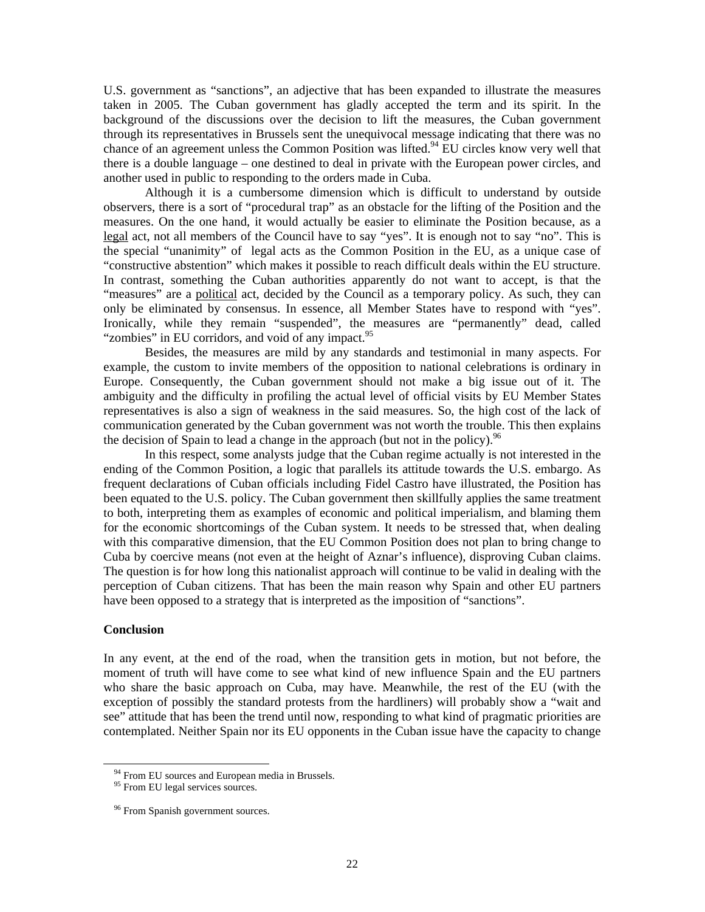U.S. government as "sanctions", an adjective that has been expanded to illustrate the measures taken in 2005. The Cuban government has gladly accepted the term and its spirit. In the background of the discussions over the decision to lift the measures, the Cuban government through its representatives in Brussels sent the unequivocal message indicating that there was no chance of an agreement unless the Common Position was lifted.[94] EU circles know very well that there is a double language – one destined to deal in private with the European power circles, and another used in public to responding to the orders made in Cuba.

Although it is a cumbersome dimension which is difficult to understand by outside observers, there is a sort of "procedural trap" as an obstacle for the lifting of the Position and the measures. On the one hand, it would actually be easier to eliminate the Position because, as a legal act, not all members of the Council have to say "yes". It is enough not to say "no". This is the special "unanimity" of legal acts as the Common Position in the EU, as a unique case of "constructive abstention" which makes it possible to reach difficult deals within the EU structure. In contrast, something the Cuban authorities apparently do not want to accept, is that the "measures" are a political act, decided by the Council as a temporary policy. As such, they can only be eliminated by consensus. In essence, all Member States have to respond with "yes". Ironically, while they remain "suspended", the measures are "permanently" dead, called "zombies" in EU corridors, and void of any impact.[95]

Besides, the measures are mild by any standards and testimonial in many aspects. For example, the custom to invite members of the opposition to national celebrations is ordinary in Europe. Consequently, the Cuban government should not make a big issue out of it. The ambiguity and the difficulty in profiling the actual level of official visits by EU Member States representatives is also a sign of weakness in the said measures. So, the high cost of the lack of communication generated by the Cuban government was not worth the trouble. This then explains the decision of Spain to lead a change in the approach (but not in the policy).[96]

In this respect, some analysts judge that the Cuban regime actually is not interested in the ending of the Common Position, a logic that parallels its attitude towards the U.S. embargo. As frequent declarations of Cuban officials including Fidel Castro have illustrated, the Position has been equated to the U.S. policy. The Cuban government then skillfully applies the same treatment to both, interpreting them as examples of economic and political imperialism, and blaming them for the economic shortcomings of the Cuban system. It needs to be stressed that, when dealing with this comparative dimension, that the EU Common Position does not plan to bring change to Cuba by coercive means (not even at the height of Aznar's influence), disproving Cuban claims. The question is for how long this nationalist approach will continue to be valid in dealing with the perception of Cuban citizens. That has been the main reason why Spain and other EU partners have been opposed to a strategy that is interpreted as the imposition of "sanctions".

**Conclusion**

In any event, at the end of the road, when the transition gets in motion, but not before, the moment of truth will have come to see what kind of new influence Spain and the EU partners who share the basic approach on Cuba, may have. Meanwhile, the rest of the EU (with the exception of possibly the standard protests from the hardliners) will probably show a "wait and see" attitude that has been the trend until now, responding to what kind of pragmatic priorities are contemplated. Neither Spain nor its EU opponents in the Cuban issue have the capacity to change

---

[94] From EU sources and European media in Brussels.

[95] From EU legal services sources.

[96] From Spanish government sources.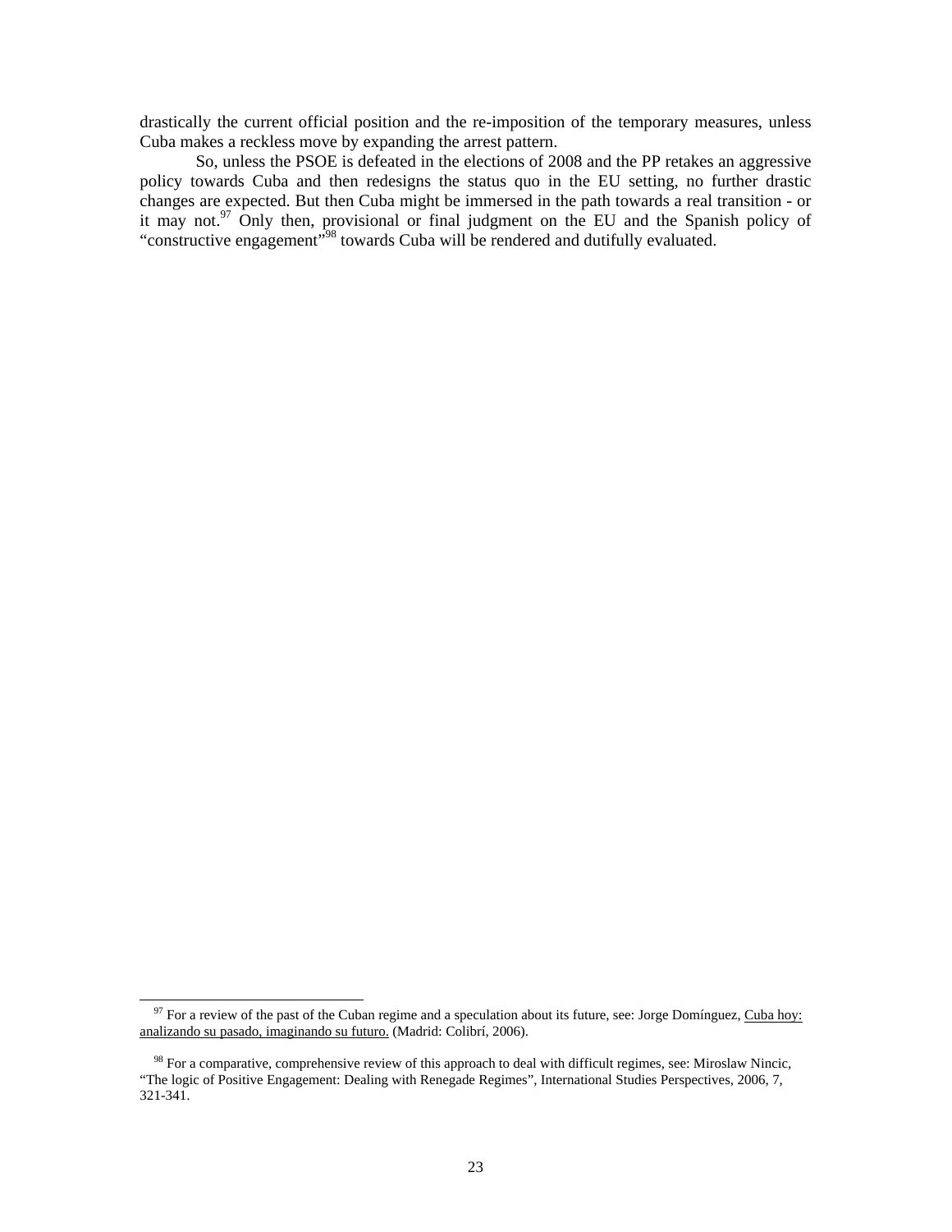drastically the current official position and the re-imposition of the temporary measures, unless Cuba makes a reckless move by expanding the arrest pattern.

So, unless the PSOE is defeated in the elections of 2008 and the PP retakes an aggressive policy towards Cuba and then redesigns the status quo in the EU setting, no further drastic changes are expected. But then Cuba might be immersed in the path towards a real transition - or it may not.[97] Only then, provisional or final judgment on the EU and the Spanish policy of "constructive engagement"[98] towards Cuba will be rendered and dutifully evaluated.

---

[97] For a review of the past of the Cuban regime and a speculation about its future, see: Jorge Domínguez, Cuba hoy: analizando su pasado, imaginando su futuro. (Madrid: Colibrí, 2006).

[98] For a comparative, comprehensive review of this approach to deal with difficult regimes, see: Miroslaw Nincic, "The logic of Positive Engagement: Dealing with Renegade Regimes", International Studies Perspectives, 2006, 7, 321-341.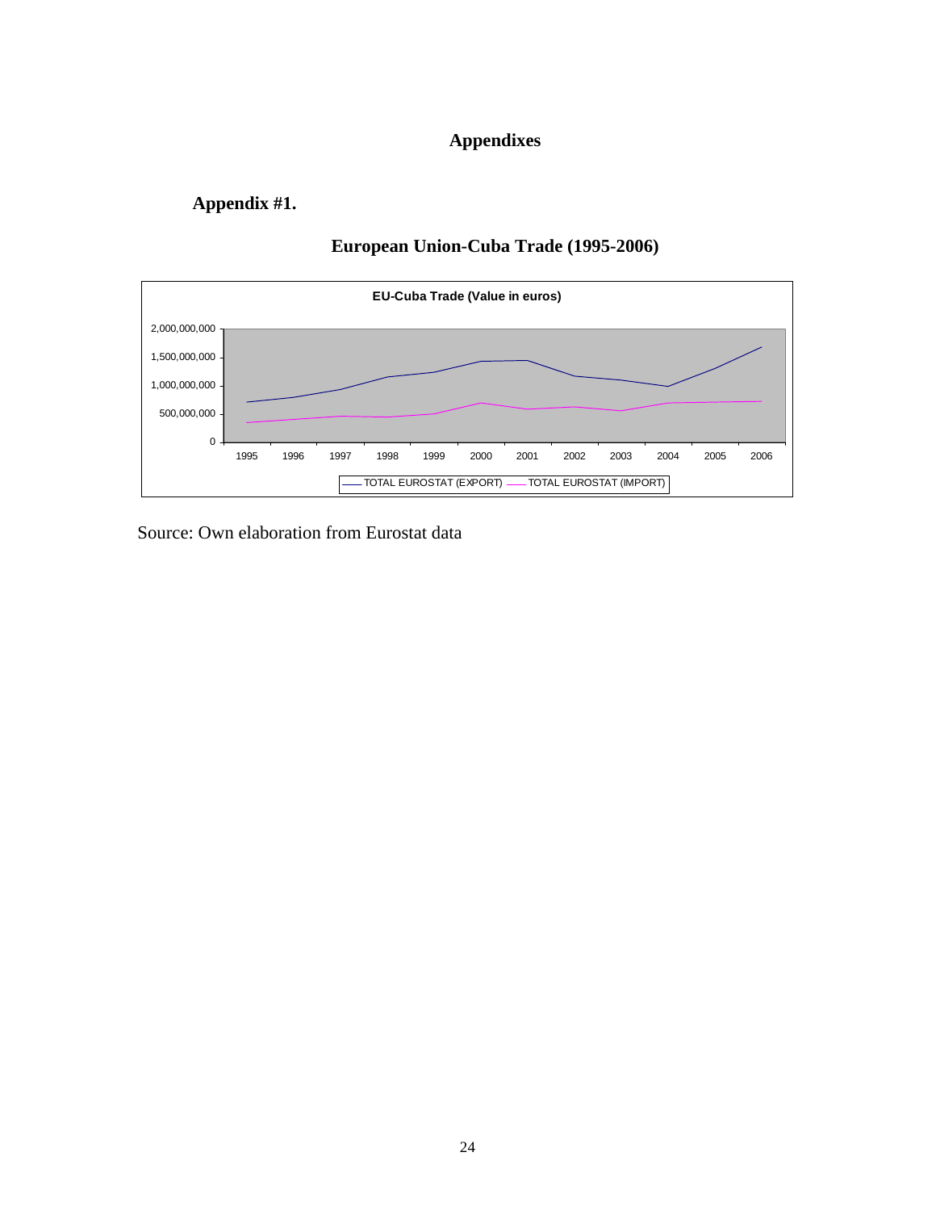# Appendixes

## Appendix #1.

### European Union-Cuba Trade (1995-2006)

**EU-Cuba Trade (Value in euros)**

2,000,000,000
1,500,000,000
1,000,000,000
500,000,000
0

1995 1996 1997 1998 1999 2000 2001 2002 2003 2004 2005 2006

TOTAL EUROSTAT (EXPORT) TOTAL EUROSTAT (IMPORT)

Source: Own elaboration from Eurostat data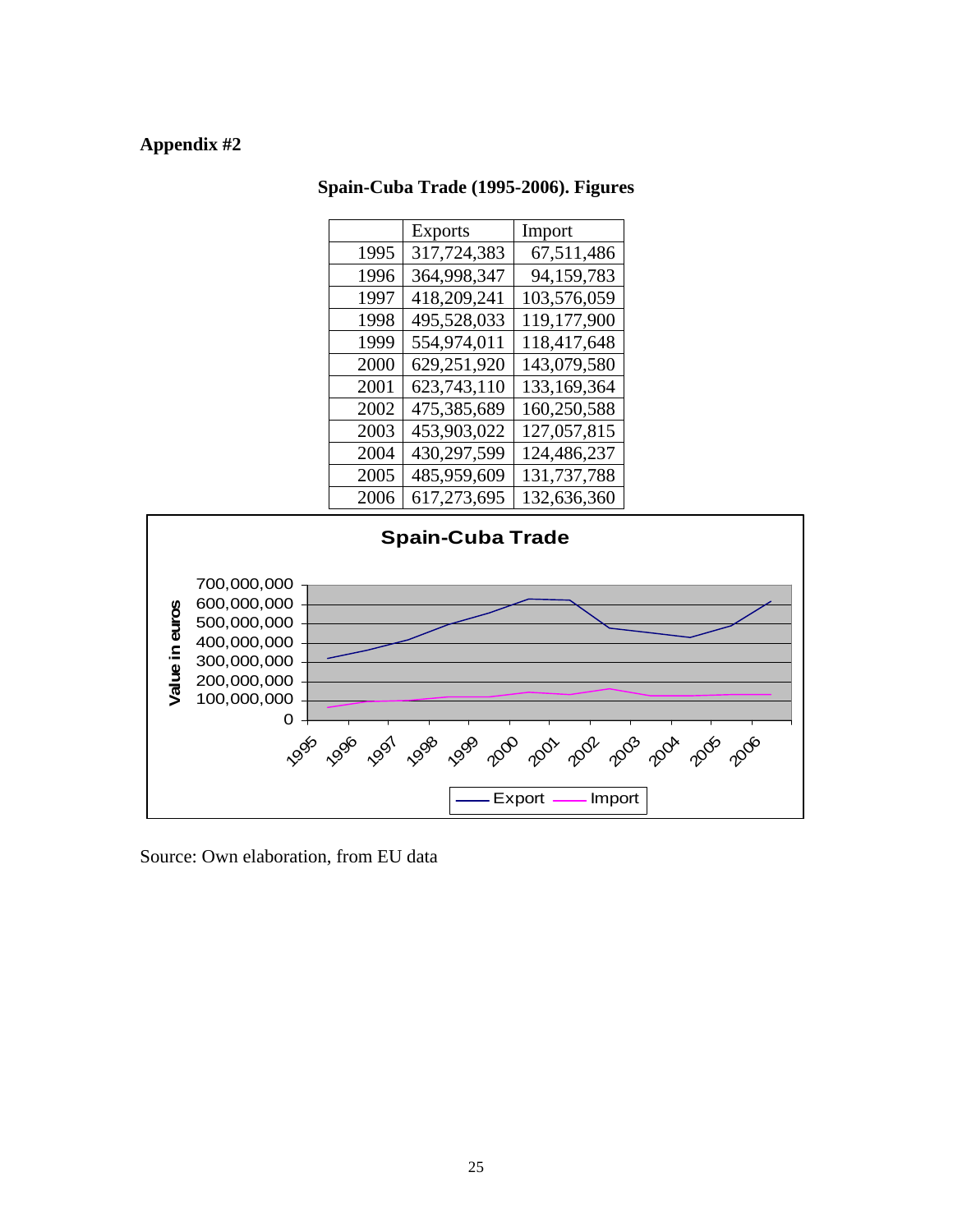**Appendix #2**

**Spain-Cuba Trade (1995-2006). Figures**

| | Exports | Import |
|---|---|---|
| 1995 | 317,724,383 | 67,511,486 |
| 1996 | 364,998,347 | 94,159,783 |
| 1997 | 418,209,241 | 103,576,059 |
| 1998 | 495,528,033 | 119,177,900 |
| 1999 | 554,974,011 | 118,417,648 |
| 2000 | 629,251,920 | 143,079,580 |
| 2001 | 623,743,110 | 133,169,364 |
| 2002 | 475,385,689 | 160,250,588 |
| 2003 | 453,903,022 | 127,057,815 |
| 2004 | 430,297,599 | 124,486,237 |
| 2005 | 485,959,609 | 131,737,788 |
| 2006 | 617,273,695 | 132,636,360 |

Source: Own elaboration, from EU data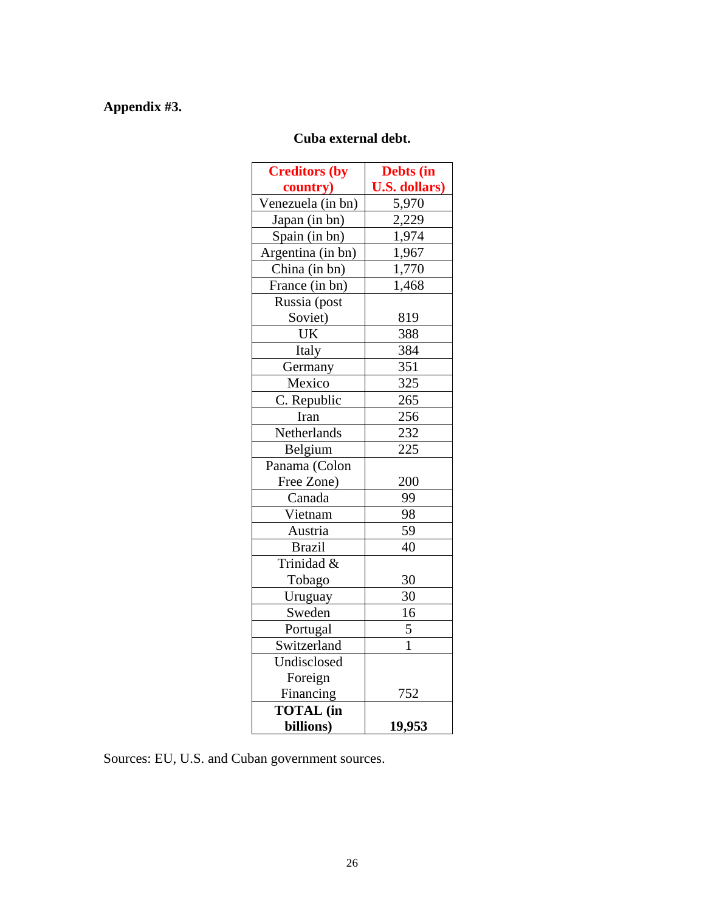**Appendix #3.**

**Cuba external debt.**

| **Creditors (by country)** | **Debts (in U.S. dollars)** |
|---|---|
| Venezuela (in bn) | 5,970 |
| Japan (in bn) | 2,229 |
| Spain (in bn) | 1,974 |
| Argentina (in bn) | 1,967 |
| China (in bn) | 1,770 |
| France (in bn) | 1,468 |
| Russia (post Soviet) | 819 |
| UK | 388 |
| Italy | 384 |
| Germany | 351 |
| Mexico | 325 |
| C. Republic | 265 |
| Iran | 256 |
| Netherlands | 232 |
| Belgium | 225 |
| Panama (Colon Free Zone) | 200 |
| Canada | 99 |
| Vietnam | 98 |
| Austria | 59 |
| Brazil | 40 |
| Trinidad & Tobago | 30 |
| Uruguay | 30 |
| Sweden | 16 |
| Portugal | 5 |
| Switzerland | 1 |
| Undisclosed Foreign Financing | 752 |
| **TOTAL (in billions)** | **19,953** |

Sources: EU, U.S. and Cuban government sources.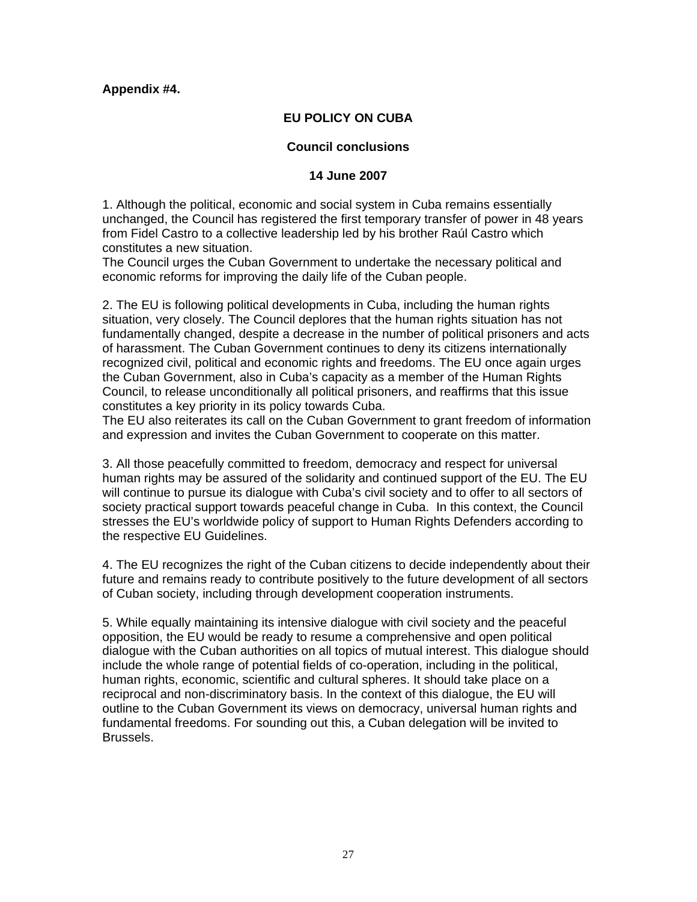**Appendix #4.**

## EU POLICY ON CUBA

### Council conclusions

### 14 June 2007

1. Although the political, economic and social system in Cuba remains essentially unchanged, the Council has registered the first temporary transfer of power in 48 years from Fidel Castro to a collective leadership led by his brother Raúl Castro which constitutes a new situation.
The Council urges the Cuban Government to undertake the necessary political and economic reforms for improving the daily life of the Cuban people.

2. The EU is following political developments in Cuba, including the human rights situation, very closely. The Council deplores that the human rights situation has not fundamentally changed, despite a decrease in the number of political prisoners and acts of harassment. The Cuban Government continues to deny its citizens internationally recognized civil, political and economic rights and freedoms. The EU once again urges the Cuban Government, also in Cuba's capacity as a member of the Human Rights Council, to release unconditionally all political prisoners, and reaffirms that this issue constitutes a key priority in its policy towards Cuba.
The EU also reiterates its call on the Cuban Government to grant freedom of information and expression and invites the Cuban Government to cooperate on this matter.

3. All those peacefully committed to freedom, democracy and respect for universal human rights may be assured of the solidarity and continued support of the EU. The EU will continue to pursue its dialogue with Cuba's civil society and to offer to all sectors of society practical support towards peaceful change in Cuba. In this context, the Council stresses the EU's worldwide policy of support to Human Rights Defenders according to the respective EU Guidelines.

4. The EU recognizes the right of the Cuban citizens to decide independently about their future and remains ready to contribute positively to the future development of all sectors of Cuban society, including through development cooperation instruments.

5. While equally maintaining its intensive dialogue with civil society and the peaceful opposition, the EU would be ready to resume a comprehensive and open political dialogue with the Cuban authorities on all topics of mutual interest. This dialogue should include the whole range of potential fields of co-operation, including in the political, human rights, economic, scientific and cultural spheres. It should take place on a reciprocal and non-discriminatory basis. In the context of this dialogue, the EU will outline to the Cuban Government its views on democracy, universal human rights and fundamental freedoms. For sounding out this, a Cuban delegation will be invited to Brussels.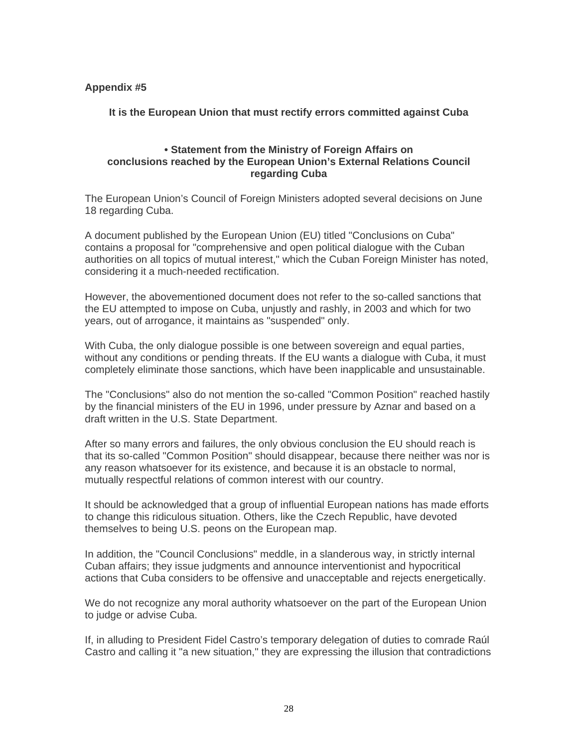**Appendix #5**

## It is the European Union that must rectify errors committed against Cuba

### • Statement from the Ministry of Foreign Affairs on conclusions reached by the European Union's External Relations Council regarding Cuba

The European Union's Council of Foreign Ministers adopted several decisions on June 18 regarding Cuba.

A document published by the European Union (EU) titled "Conclusions on Cuba" contains a proposal for "comprehensive and open political dialogue with the Cuban authorities on all topics of mutual interest," which the Cuban Foreign Minister has noted, considering it a much-needed rectification.

However, the abovementioned document does not refer to the so-called sanctions that the EU attempted to impose on Cuba, unjustly and rashly, in 2003 and which for two years, out of arrogance, it maintains as "suspended" only.

With Cuba, the only dialogue possible is one between sovereign and equal parties, without any conditions or pending threats. If the EU wants a dialogue with Cuba, it must completely eliminate those sanctions, which have been inapplicable and unsustainable.

The "Conclusions" also do not mention the so-called "Common Position" reached hastily by the financial ministers of the EU in 1996, under pressure by Aznar and based on a draft written in the U.S. State Department.

After so many errors and failures, the only obvious conclusion the EU should reach is that its so-called "Common Position" should disappear, because there neither was nor is any reason whatsoever for its existence, and because it is an obstacle to normal, mutually respectful relations of common interest with our country.

It should be acknowledged that a group of influential European nations has made efforts to change this ridiculous situation. Others, like the Czech Republic, have devoted themselves to being U.S. peons on the European map.

In addition, the "Council Conclusions" meddle, in a slanderous way, in strictly internal Cuban affairs; they issue judgments and announce interventionist and hypocritical actions that Cuba considers to be offensive and unacceptable and rejects energetically.

We do not recognize any moral authority whatsoever on the part of the European Union to judge or advise Cuba.

If, in alluding to President Fidel Castro's temporary delegation of duties to comrade Raúl Castro and calling it "a new situation," they are expressing the illusion that contradictions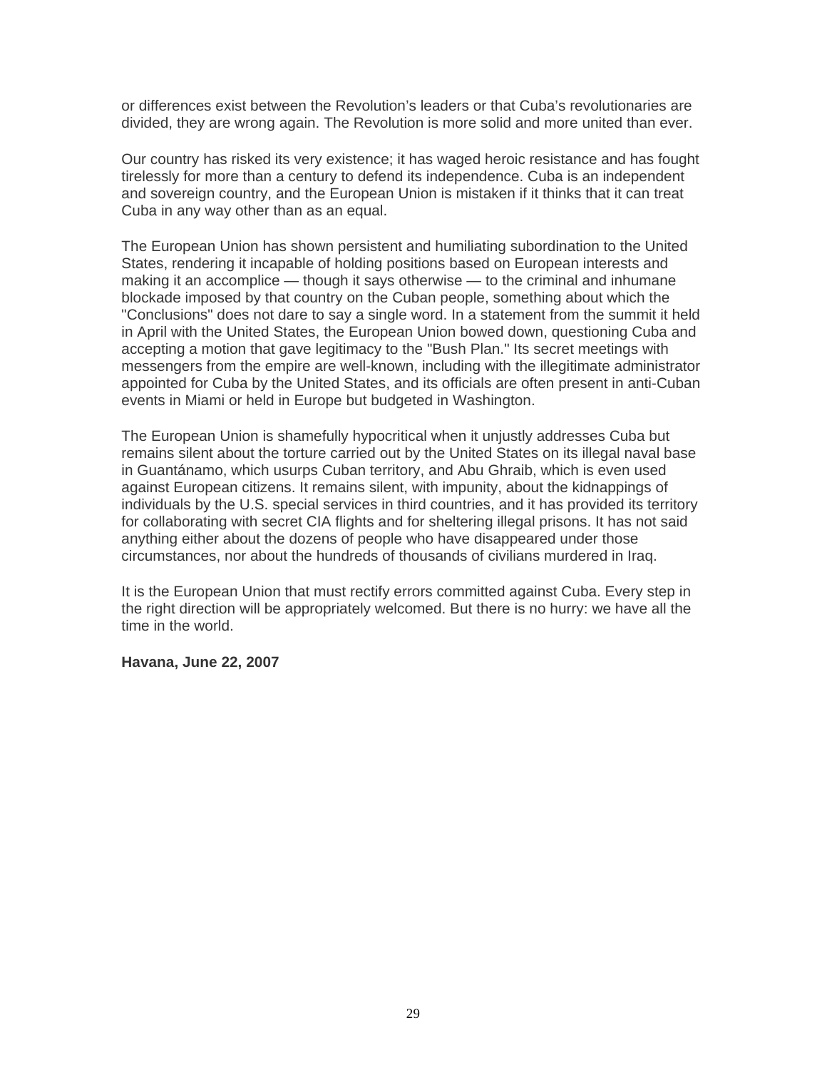or differences exist between the Revolution's leaders or that Cuba's revolutionaries are divided, they are wrong again. The Revolution is more solid and more united than ever.

Our country has risked its very existence; it has waged heroic resistance and has fought tirelessly for more than a century to defend its independence. Cuba is an independent and sovereign country, and the European Union is mistaken if it thinks that it can treat Cuba in any way other than as an equal.

The European Union has shown persistent and humiliating subordination to the United States, rendering it incapable of holding positions based on European interests and making it an accomplice — though it says otherwise — to the criminal and inhumane blockade imposed by that country on the Cuban people, something about which the "Conclusions" does not dare to say a single word. In a statement from the summit it held in April with the United States, the European Union bowed down, questioning Cuba and accepting a motion that gave legitimacy to the "Bush Plan." Its secret meetings with messengers from the empire are well-known, including with the illegitimate administrator appointed for Cuba by the United States, and its officials are often present in anti-Cuban events in Miami or held in Europe but budgeted in Washington.

The European Union is shamefully hypocritical when it unjustly addresses Cuba but remains silent about the torture carried out by the United States on its illegal naval base in Guantánamo, which usurps Cuban territory, and Abu Ghraib, which is even used against European citizens. It remains silent, with impunity, about the kidnappings of individuals by the U.S. special services in third countries, and it has provided its territory for collaborating with secret CIA flights and for sheltering illegal prisons. It has not said anything either about the dozens of people who have disappeared under those circumstances, nor about the hundreds of thousands of civilians murdered in Iraq.

It is the European Union that must rectify errors committed against Cuba. Every step in the right direction will be appropriately welcomed. But there is no hurry: we have all the time in the world.

**Havana, June 22, 2007**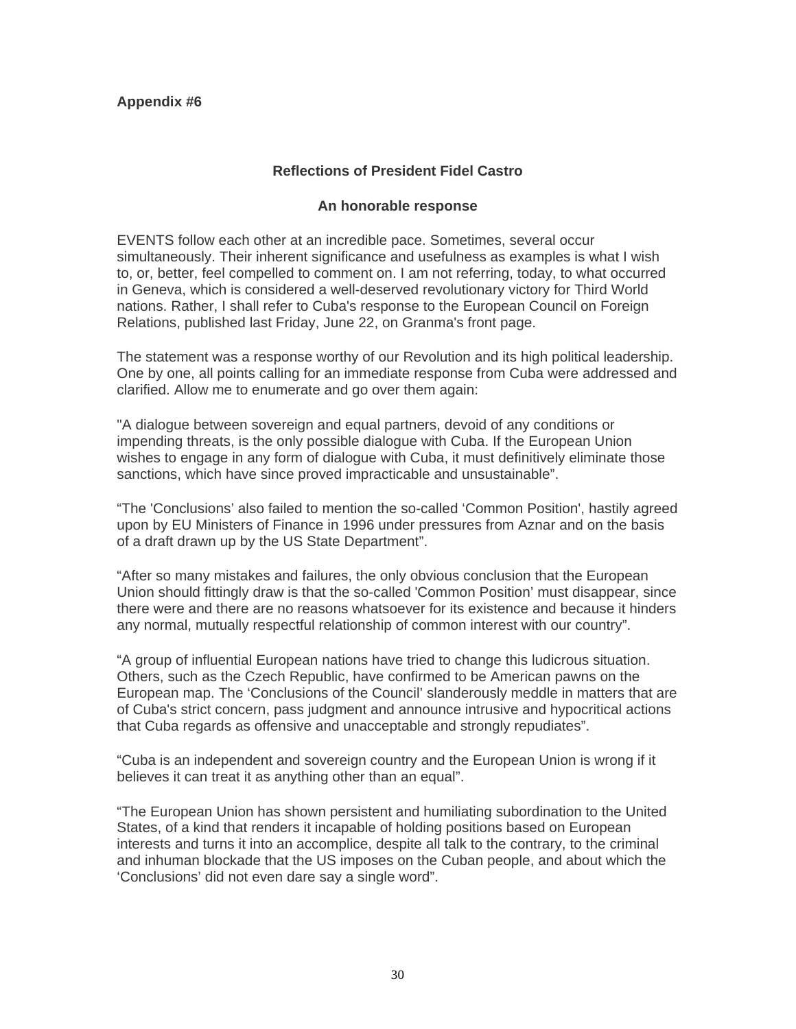**Appendix #6**

### Reflections of President Fidel Castro

### An honorable response

EVENTS follow each other at an incredible pace. Sometimes, several occur simultaneously. Their inherent significance and usefulness as examples is what I wish to, or, better, feel compelled to comment on. I am not referring, today, to what occurred in Geneva, which is considered a well-deserved revolutionary victory for Third World nations. Rather, I shall refer to Cuba's response to the European Council on Foreign Relations, published last Friday, June 22, on Granma's front page.

The statement was a response worthy of our Revolution and its high political leadership. One by one, all points calling for an immediate response from Cuba were addressed and clarified. Allow me to enumerate and go over them again:

"A dialogue between sovereign and equal partners, devoid of any conditions or impending threats, is the only possible dialogue with Cuba. If the European Union wishes to engage in any form of dialogue with Cuba, it must definitively eliminate those sanctions, which have since proved impracticable and unsustainable".

"The 'Conclusions' also failed to mention the so-called 'Common Position', hastily agreed upon by EU Ministers of Finance in 1996 under pressures from Aznar and on the basis of a draft drawn up by the US State Department".

"After so many mistakes and failures, the only obvious conclusion that the European Union should fittingly draw is that the so-called 'Common Position' must disappear, since there were and there are no reasons whatsoever for its existence and because it hinders any normal, mutually respectful relationship of common interest with our country".

"A group of influential European nations have tried to change this ludicrous situation. Others, such as the Czech Republic, have confirmed to be American pawns on the European map. The 'Conclusions of the Council' slanderously meddle in matters that are of Cuba's strict concern, pass judgment and announce intrusive and hypocritical actions that Cuba regards as offensive and unacceptable and strongly repudiates".

"Cuba is an independent and sovereign country and the European Union is wrong if it believes it can treat it as anything other than an equal".

"The European Union has shown persistent and humiliating subordination to the United States, of a kind that renders it incapable of holding positions based on European interests and turns it into an accomplice, despite all talk to the contrary, to the criminal and inhuman blockade that the US imposes on the Cuban people, and about which the 'Conclusions' did not even dare say a single word".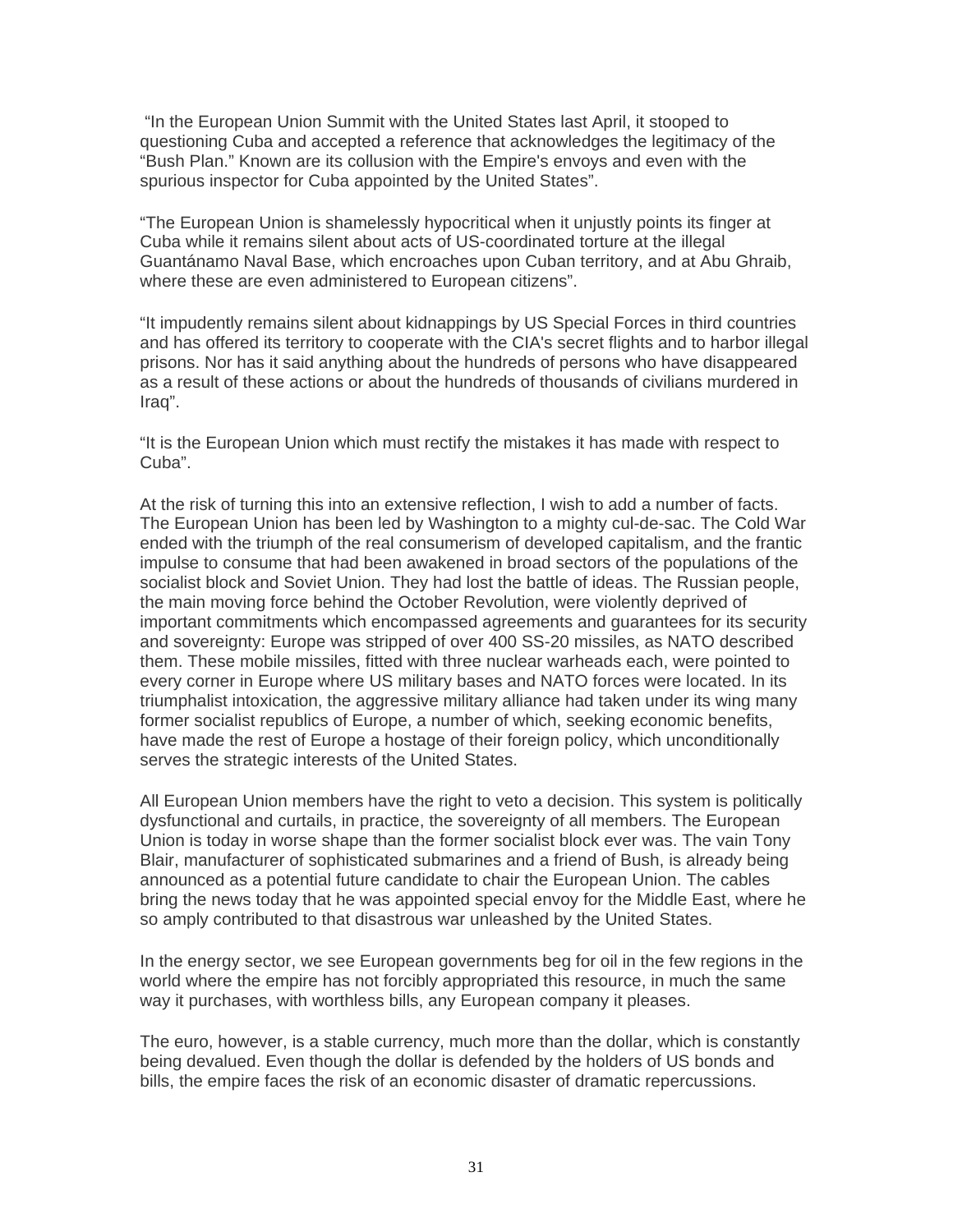"In the European Union Summit with the United States last April, it stooped to questioning Cuba and accepted a reference that acknowledges the legitimacy of the "Bush Plan." Known are its collusion with the Empire's envoys and even with the spurious inspector for Cuba appointed by the United States".

"The European Union is shamelessly hypocritical when it unjustly points its finger at Cuba while it remains silent about acts of US-coordinated torture at the illegal Guantánamo Naval Base, which encroaches upon Cuban territory, and at Abu Ghraib, where these are even administered to European citizens".

"It impudently remains silent about kidnappings by US Special Forces in third countries and has offered its territory to cooperate with the CIA's secret flights and to harbor illegal prisons. Nor has it said anything about the hundreds of persons who have disappeared as a result of these actions or about the hundreds of thousands of civilians murdered in Iraq".

"It is the European Union which must rectify the mistakes it has made with respect to Cuba".

At the risk of turning this into an extensive reflection, I wish to add a number of facts. The European Union has been led by Washington to a mighty cul-de-sac. The Cold War ended with the triumph of the real consumerism of developed capitalism, and the frantic impulse to consume that had been awakened in broad sectors of the populations of the socialist block and Soviet Union. They had lost the battle of ideas. The Russian people, the main moving force behind the October Revolution, were violently deprived of important commitments which encompassed agreements and guarantees for its security and sovereignty: Europe was stripped of over 400 SS-20 missiles, as NATO described them. These mobile missiles, fitted with three nuclear warheads each, were pointed to every corner in Europe where US military bases and NATO forces were located. In its triumphalist intoxication, the aggressive military alliance had taken under its wing many former socialist republics of Europe, a number of which, seeking economic benefits, have made the rest of Europe a hostage of their foreign policy, which unconditionally serves the strategic interests of the United States.

All European Union members have the right to veto a decision. This system is politically dysfunctional and curtails, in practice, the sovereignty of all members. The European Union is today in worse shape than the former socialist block ever was. The vain Tony Blair, manufacturer of sophisticated submarines and a friend of Bush, is already being announced as a potential future candidate to chair the European Union. The cables bring the news today that he was appointed special envoy for the Middle East, where he so amply contributed to that disastrous war unleashed by the United States.

In the energy sector, we see European governments beg for oil in the few regions in the world where the empire has not forcibly appropriated this resource, in much the same way it purchases, with worthless bills, any European company it pleases.

The euro, however, is a stable currency, much more than the dollar, which is constantly being devalued. Even though the dollar is defended by the holders of US bonds and bills, the empire faces the risk of an economic disaster of dramatic repercussions.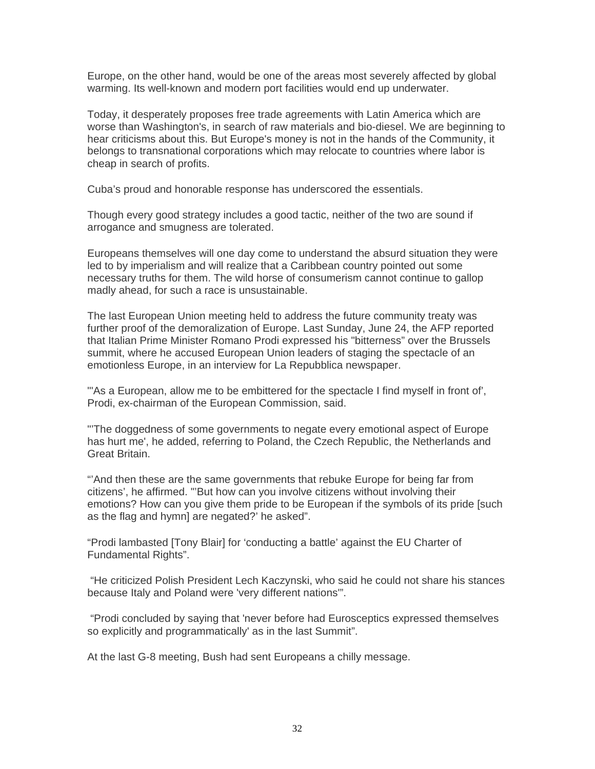Europe, on the other hand, would be one of the areas most severely affected by global warming. Its well-known and modern port facilities would end up underwater.

Today, it desperately proposes free trade agreements with Latin America which are worse than Washington's, in search of raw materials and bio-diesel. We are beginning to hear criticisms about this. But Europe's money is not in the hands of the Community, it belongs to transnational corporations which may relocate to countries where labor is cheap in search of profits.

Cuba’s proud and honorable response has underscored the essentials.

Though every good strategy includes a good tactic, neither of the two are sound if arrogance and smugness are tolerated.

Europeans themselves will one day come to understand the absurd situation they were led to by imperialism and will realize that a Caribbean country pointed out some necessary truths for them. The wild horse of consumerism cannot continue to gallop madly ahead, for such a race is unsustainable.

The last European Union meeting held to address the future community treaty was further proof of the demoralization of Europe. Last Sunday, June 24, the AFP reported that Italian Prime Minister Romano Prodi expressed his "bitterness” over the Brussels summit, where he accused European Union leaders of staging the spectacle of an emotionless Europe, in an interview for La Repubblica newspaper.

"'As a European, allow me to be embittered for the spectacle I find myself in front of’, Prodi, ex-chairman of the European Commission, said.

"’The doggedness of some governments to negate every emotional aspect of Europe has hurt me', he added, referring to Poland, the Czech Republic, the Netherlands and Great Britain.

“’And then these are the same governments that rebuke Europe for being far from citizens’, he affirmed. "’But how can you involve citizens without involving their emotions? How can you give them pride to be European if the symbols of its pride [such as the flag and hymn] are negated?’ he asked”.

“Prodi lambasted [Tony Blair] for ‘conducting a battle’ against the EU Charter of Fundamental Rights”.

“He criticized Polish President Lech Kaczynski, who said he could not share his stances because Italy and Poland were 'very different nations'”.

“Prodi concluded by saying that 'never before had Eurosceptics expressed themselves so explicitly and programmatically' as in the last Summit”.

At the last G-8 meeting, Bush had sent Europeans a chilly message.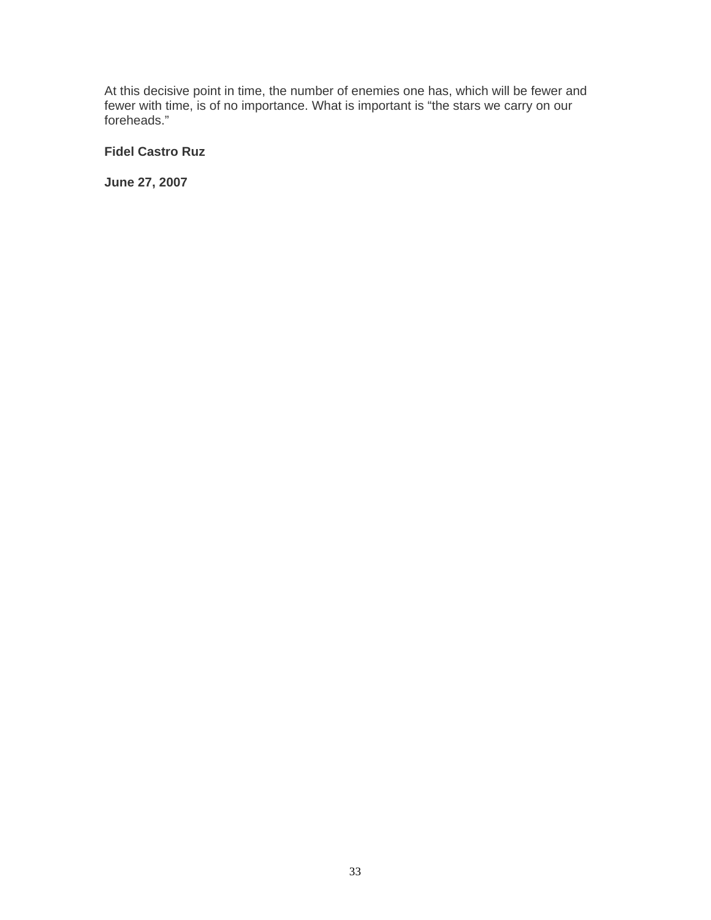At this decisive point in time, the number of enemies one has, which will be fewer and fewer with time, is of no importance. What is important is "the stars we carry on our foreheads."

**Fidel Castro Ruz**

**June 27, 2007**